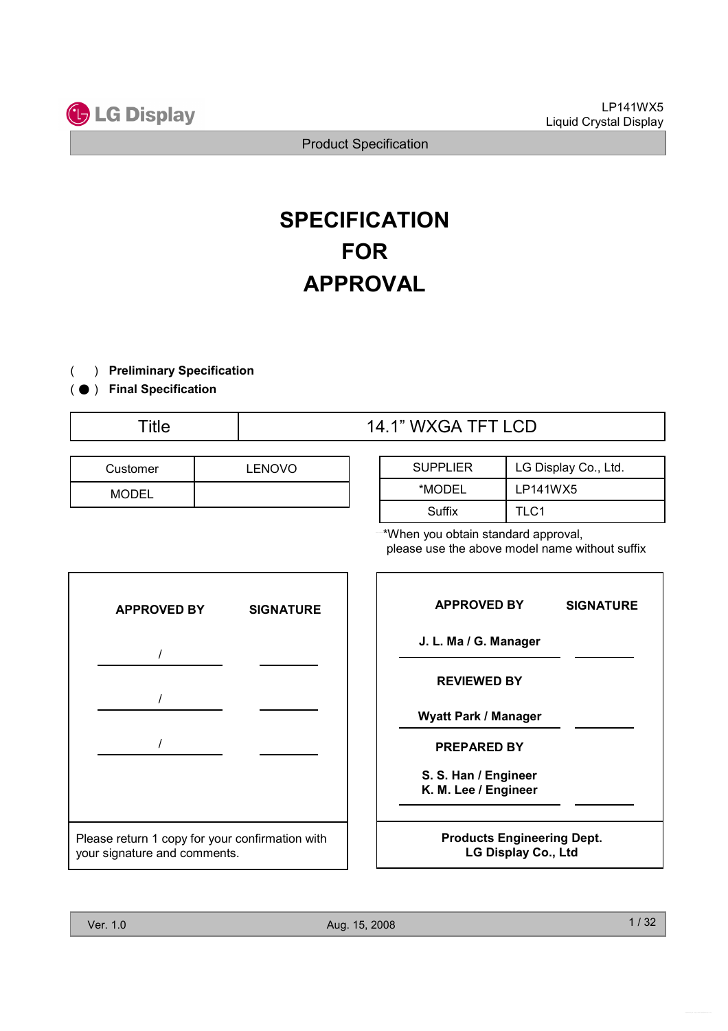# SPECIFICATION FOR APPROVAL

( ) **Preliminary Specification**

( ● ) **Final Specification**

| Title | 14.1" WXGA TFT LCD |
|---|---|

| Customer | LENOVO |
|---|---|
| MODEL | |

| SUPPLIER | LG Display Co., Ltd. |
|---|---|
| *MODEL | LP141WX5 |
| Suffix | TLC1 |

*When you obtain standard approval, please use the above model name without suffix

| APPROVED BY | SIGNATURE |
|---|---|
| / | |
| / | |
| / | |

Please return 1 copy for your confirmation with your signature and comments.

| APPROVED BY | SIGNATURE |
|---|---|
| J. L. Ma / G. Manager | |
| **REVIEWED BY** | |
| Wyatt Park / Manager | |
| **PREPARED BY** | |
| S. S. Han / Engineer<br>K. M. Lee / Engineer | |

**Products Engineering Dept.**
**LG Display Co., Ltd**

Ver. 1.0 Aug. 15, 2008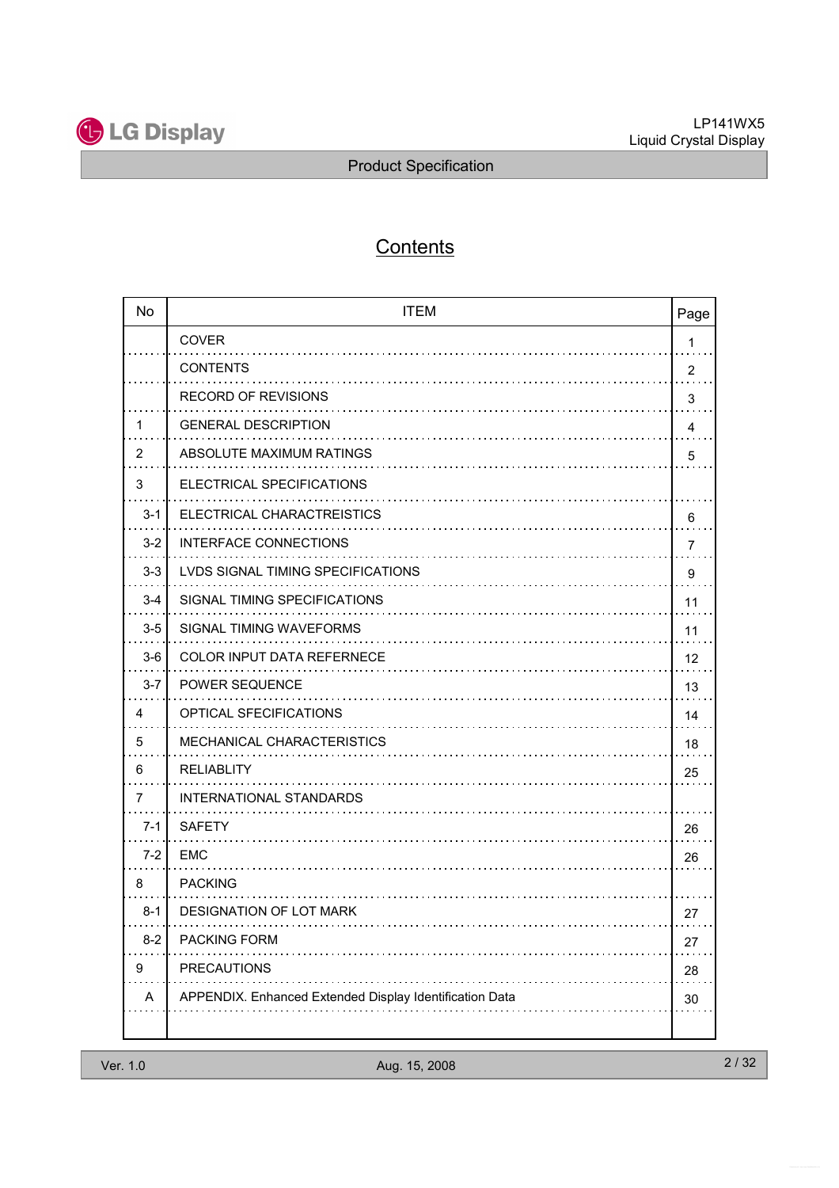# Contents

| No | ITEM | Page |
|---|---|---|
| | COVER | 1 |
| | CONTENTS | 2 |
| | RECORD OF REVISIONS | 3 |
| 1 | GENERAL DESCRIPTION | 4 |
| 2 | ABSOLUTE MAXIMUM RATINGS | 5 |
| 3 | ELECTRICAL SPECIFICATIONS | |
| 3-1 | ELECTRICAL CHARACTREISTICS | 6 |
| 3-2 | INTERFACE CONNECTIONS | 7 |
| 3-3 | LVDS SIGNAL TIMING SPECIFICATIONS | 9 |
| 3-4 | SIGNAL TIMING SPECIFICATIONS | 11 |
| 3-5 | SIGNAL TIMING WAVEFORMS | 11 |
| 3-6 | COLOR INPUT DATA REFERNECE | 12 |
| 3-7 | POWER SEQUENCE | 13 |
| 4 | OPTICAL SFECIFICATIONS | 14 |
| 5 | MECHANICAL CHARACTERISTICS | 18 |
| 6 | RELIABLITY | 25 |
| 7 | INTERNATIONAL STANDARDS | |
| 7-1 | SAFETY | 26 |
| 7-2 | EMC | 26 |
| 8 | PACKING | |
| 8-1 | DESIGNATION OF LOT MARK | 27 |
| 8-2 | PACKING FORM | 27 |
| 9 | PRECAUTIONS | 28 |
| A | APPENDIX. Enhanced Extended Display Identification Data | 30 |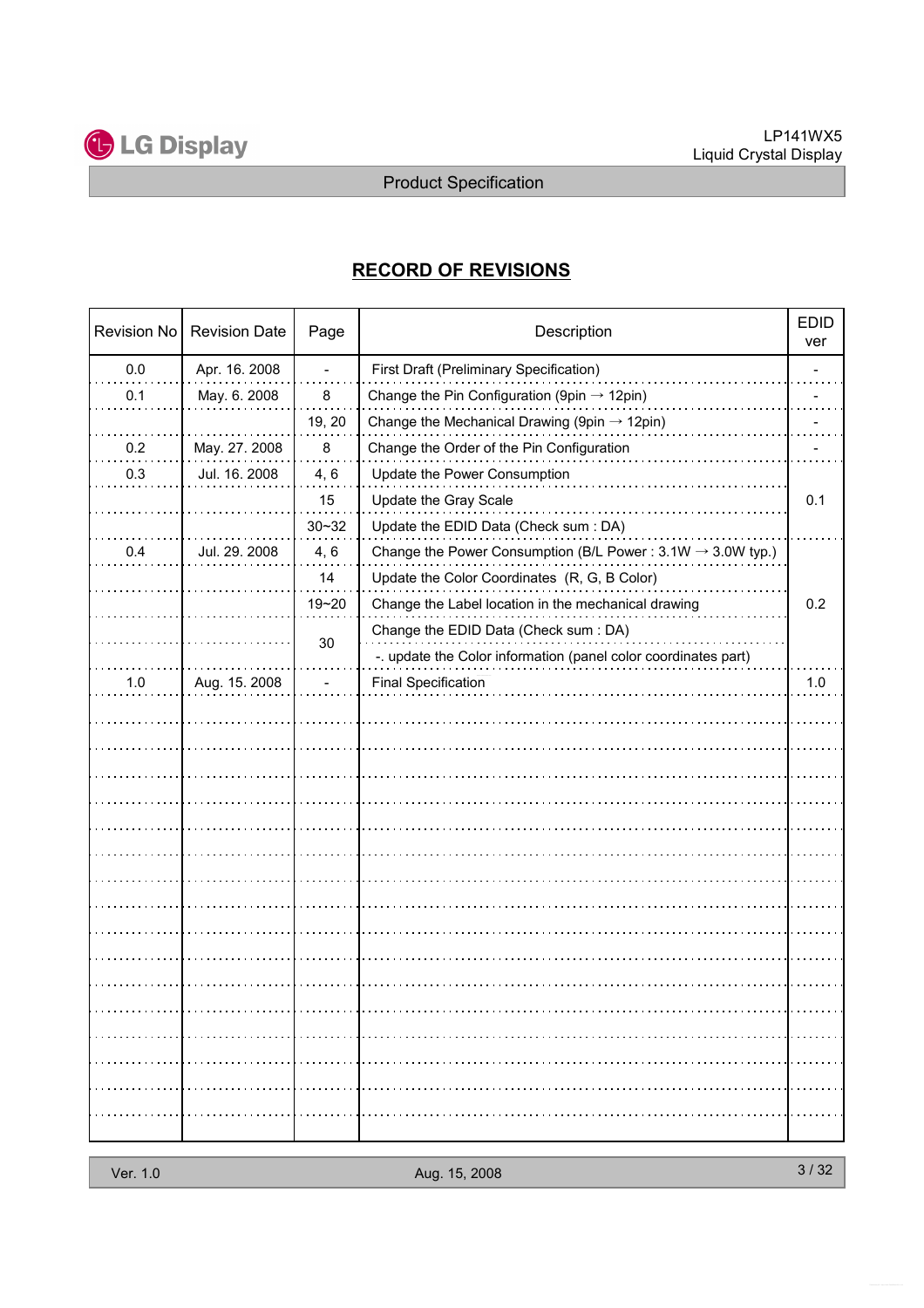# RECORD OF REVISIONS

| Revision No | Revision Date | Page | Description | EDID ver |
|---|---|---|---|---|
| 0.0 | Apr. 16. 2008 | - | First Draft (Preliminary Specification) | - |
| 0.1 | May. 6. 2008 | 8 | Change the Pin Configuration (9pin → 12pin) | - |
| | | 19, 20 | Change the Mechanical Drawing (9pin → 12pin) | - |
| 0.2 | May. 27. 2008 | 8 | Change the Order of the Pin Configuration | - |
| 0.3 | Jul. 16. 2008 | 4, 6 | Update the Power Consumption | 0.1 |
| | | 15 | Update the Gray Scale | |
| | | 30~32 | Update the EDID Data (Check sum : DA) | |
| 0.4 | Jul. 29. 2008 | 4, 6 | Change the Power Consumption (B/L Power : 3.1W → 3.0W typ.) | 0.2 |
| | | 14 | Update the Color Coordinates (R, G, B Color) | |
| | | 19~20 | Change the Label location in the mechanical drawing | |
| | | 30 | Change the EDID Data (Check sum : DA) | |
| | | | -. update the Color information (panel color coordinates part) | |
| 1.0 | Aug. 15. 2008 | - | Final Specification | 1.0 |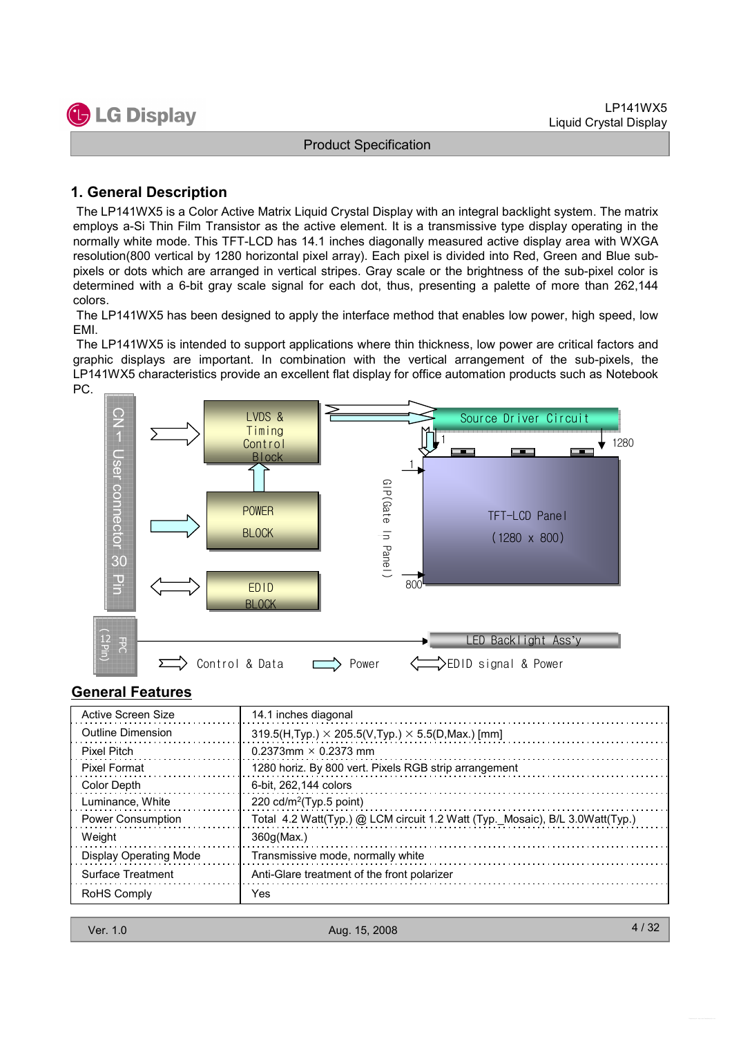## 1. General Description

The LP141WX5 is a Color Active Matrix Liquid Crystal Display with an integral backlight system. The matrix employs a-Si Thin Film Transistor as the active element. It is a transmissive type display operating in the normally white mode. This TFT-LCD has 14.1 inches diagonally measured active display area with WXGA resolution(800 vertical by 1280 horizontal pixel array). Each pixel is divided into Red, Green and Blue sub-pixels or dots which are arranged in vertical stripes. Gray scale or the brightness of the sub-pixel color is determined with a 6-bit gray scale signal for each dot, thus, presenting a palette of more than 262,144 colors.

The LP141WX5 has been designed to apply the interface method that enables low power, high speed, low EMI.

The LP141WX5 is intended to support applications where thin thickness, low power are critical factors and graphic displays are important. In combination with the vertical arrangement of the sub-pixels, the LP141WX5 characteristics provide an excellent flat display for office automation products such as Notebook PC.

CN 1 User connector 30 Pin

FPC (12 Pin)

LVDS & Timing Control Block

POWER BLOCK

EDID BLOCK

Source Driver Circuit

GIP(Gate In Panel)

TFT-LCD Panel (1280 x 800)

LED Backlight Ass'y

Control & Data — Power — EDID signal & Power

## General Features

| | |
|---|---|
| Active Screen Size | 14.1 inches diagonal |
| Outline Dimension | 319.5(H,Typ.) × 205.5(V,Typ.) × 5.5(D,Max.) [mm] |
| Pixel Pitch | 0.2373mm × 0.2373 mm |
| Pixel Format | 1280 horiz. By 800 vert. Pixels RGB strip arrangement |
| Color Depth | 6-bit, 262,144 colors |
| Luminance, White | 220 cd/m$^2$(Typ.5 point) |
| Power Consumption | Total 4.2 Watt(Typ.) @ LCM circuit 1.2 Watt (Typ._Mosaic), B/L 3.0Watt(Typ.) |
| Weight | 360g(Max.) |
| Display Operating Mode | Transmissive mode, normally white |
| Surface Treatment | Anti-Glare treatment of the front polarizer |
| RoHS Comply | Yes |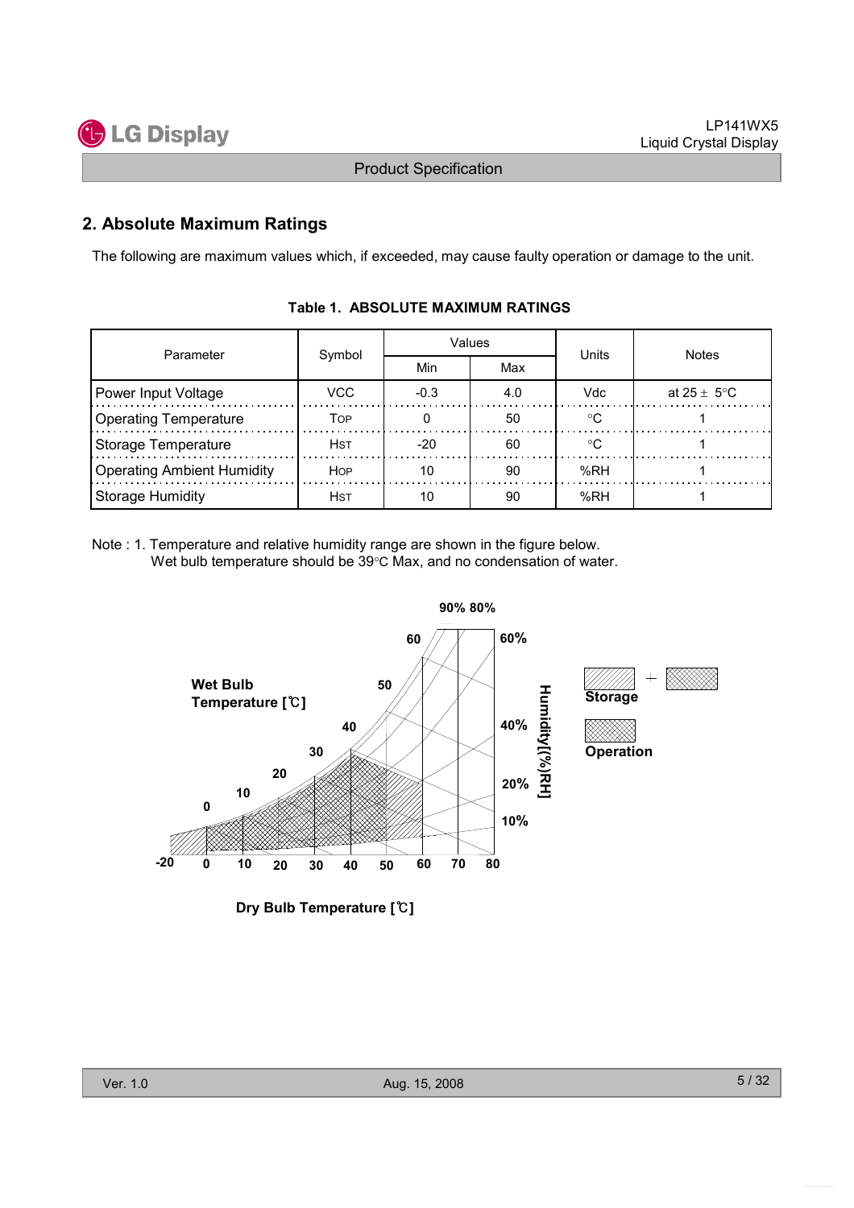## 2. Absolute Maximum Ratings

The following are maximum values which, if exceeded, may cause faulty operation or damage to the unit.

**Table 1. ABSOLUTE MAXIMUM RATINGS**

| Parameter | Symbol | Values | | Units | Notes |
|---|---|---|---|---|---|
| | | Min | Max | | |
| Power Input Voltage | VCC | -0.3 | 4.0 | Vdc | at 25 ± 5°C |
| Operating Temperature | TOP | 0 | 50 | °C | 1 |
| Storage Temperature | HST | -20 | 60 | °C | 1 |
| Operating Ambient Humidity | HOP | 10 | 90 | %RH | 1 |
| Storage Humidity | HST | 10 | 90 | %RH | 1 |

Note : 1. Temperature and relative humidity range are shown in the figure below.
Wet bulb temperature should be 39°C Max, and no condensation of water.

Wet Bulb Temperature [℃]

Humidity[(%)RH]

Dry Bulb Temperature [℃]

Storage

Operation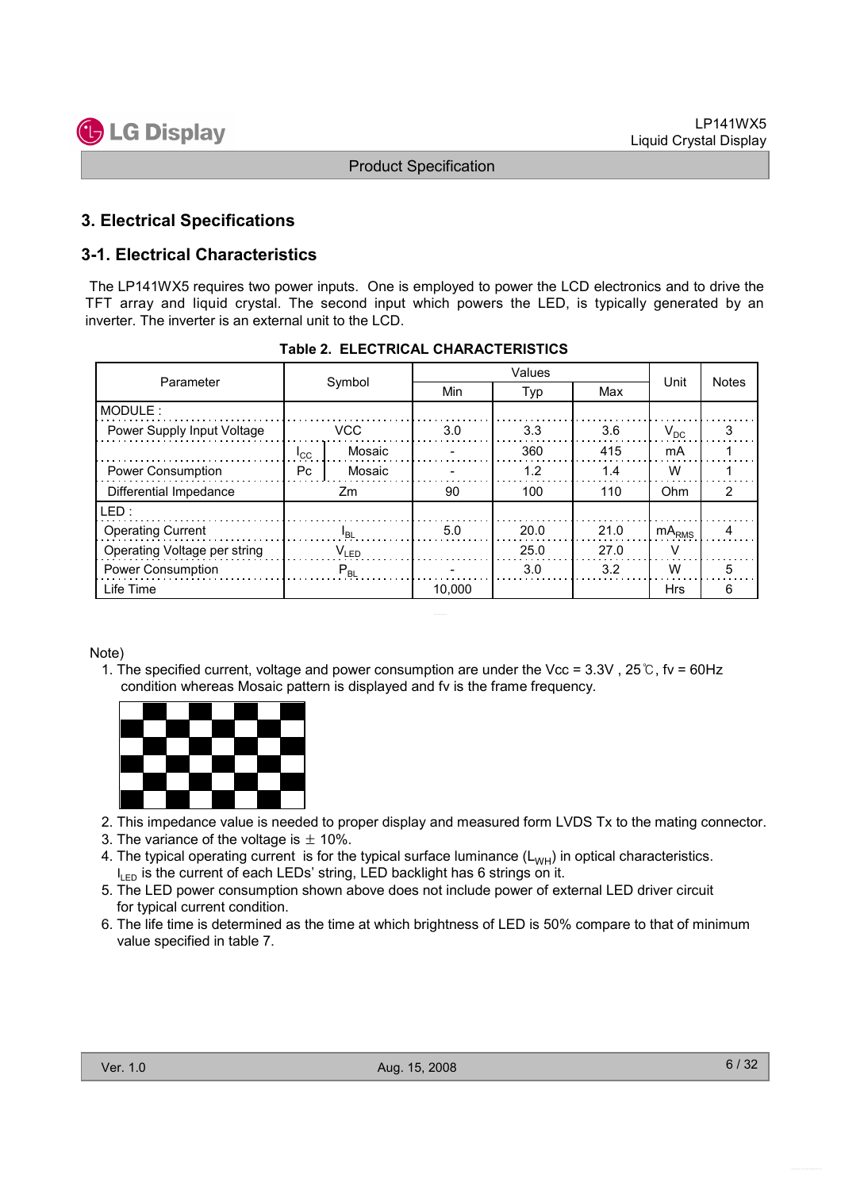## 3. Electrical Specifications

### 3-1. Electrical Characteristics

The LP141WX5 requires two power inputs. One is employed to power the LCD electronics and to drive the TFT array and liquid crystal. The second input which powers the LED, is typically generated by an inverter. The inverter is an external unit to the LCD.

**Table 2. ELECTRICAL CHARACTERISTICS**

| Parameter | Symbol | | Values | | | Unit | Notes |
|---|---|---|---|---|---|---|---|
| | | | Min | Typ | Max | | |
| MODULE : | | | | | | | |
| Power Supply Input Voltage | VCC | | 3.0 | 3.3 | 3.6 | $V_{DC}$ | 3 |
| | $I_{CC}$ | Mosaic | - | 360 | 415 | mA | 1 |
| Power Consumption | Pc | Mosaic | - | 1.2 | 1.4 | W | 1 |
| Differential Impedance | Zm | | 90 | 100 | 110 | Ohm | 2 |
| LED : | | | | | | | |
| Operating Current | $I_{BL}$ | | 5.0 | 20.0 | 21.0 | $mA_{RMS}$ | 4 |
| Operating Voltage per string | $V_{LED}$ | | | 25.0 | 27.0 | V | |
| Power Consumption | $P_{BL}$ | | - | 3.0 | 3.2 | W | 5 |
| Life Time | | | 10,000 | | | Hrs | 6 |

Note)

1. The specified current, voltage and power consumption are under the Vcc = 3.3V , 25℃, fv = 60Hz condition whereas Mosaic pattern is displayed and fv is the frame frequency.
2. This impedance value is needed to proper display and measured form LVDS Tx to the mating connector.
3. The variance of the voltage is ± 10%.
4. The typical operating current is for the typical surface luminance ($L_{WH}$) in optical characteristics. $I_{LED}$ is the current of each LEDs' string, LED backlight has 6 strings on it.
5. The LED power consumption shown above does not include power of external LED driver circuit for typical current condition.
6. The life time is determined as the time at which brightness of LED is 50% compare to that of minimum value specified in table 7.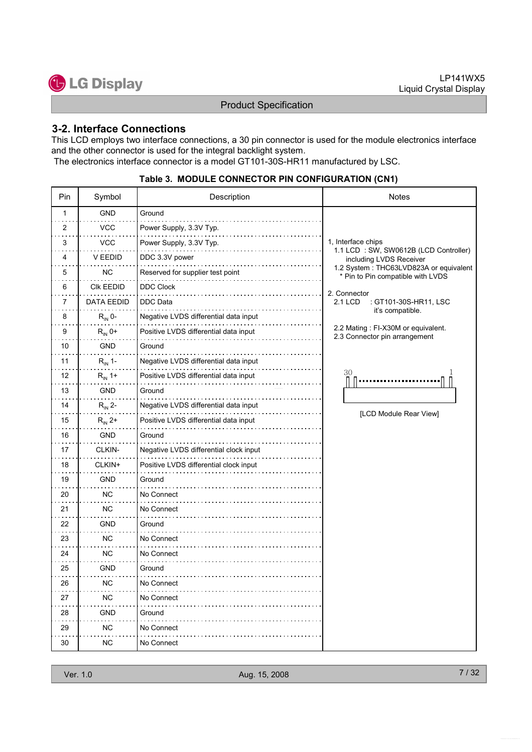## 3-2. Interface Connections

This LCD employs two interface connections, a 30 pin connector is used for the module electronics interface and the other connector is used for the integral backlight system.

The electronics interface connector is a model GT101-30S-HR11 manufactured by LSC.

**Table 3. MODULE CONNECTOR PIN CONFIGURATION (CN1)**

| Pin | Symbol | Description | Notes |
|---|---|---|---|
| 1 | GND | Ground | 1, Interface chips<br>1.1 LCD : SW, SW0612B (LCD Controller) including LVDS Receiver<br>1.2 System : THC63LVD823A or equivalent<br>\* Pin to Pin compatible with LVDS<br><br>2. Connector<br>2.1 LCD : GT101-30S-HR11, LSC it's compatible.<br><br>2.2 Mating : FI-X30M or equivalent.<br>2.3 Connector pin arrangement<br><br>30 … 1<br><br>[LCD Module Rear View] |
| 2 | VCC | Power Supply, 3.3V Typ. | |
| 3 | VCC | Power Supply, 3.3V Typ. | |
| 4 | V EEDID | DDC 3.3V power | |
| 5 | NC | Reserved for supplier test point | |
| 6 | Clk EEDID | DDC Clock | |
| 7 | DATA EEDID | DDC Data | |
| 8 | $R_{IN}$ 0- | Negative LVDS differential data input | |
| 9 | $R_{IN}$ 0+ | Positive LVDS differential data input | |
| 10 | GND | Ground | |
| 11 | $R_{IN}$ 1- | Negative LVDS differential data input | |
| 12 | $R_{IN}$ 1+ | Positive LVDS differential data input | |
| 13 | GND | Ground | |
| 14 | $R_{IN}$ 2- | Negative LVDS differential data input | |
| 15 | $R_{IN}$ 2+ | Positive LVDS differential data input | |
| 16 | GND | Ground | |
| 17 | CLKIN- | Negative LVDS differential clock input | |
| 18 | CLKIN+ | Positive LVDS differential clock input | |
| 19 | GND | Ground | |
| 20 | NC | No Connect | |
| 21 | NC | No Connect | |
| 22 | GND | Ground | |
| 23 | NC | No Connect | |
| 24 | NC | No Connect | |
| 25 | GND | Ground | |
| 26 | NC | No Connect | |
| 27 | NC | No Connect | |
| 28 | GND | Ground | |
| 29 | NC | No Connect | |
| 30 | NC | No Connect | |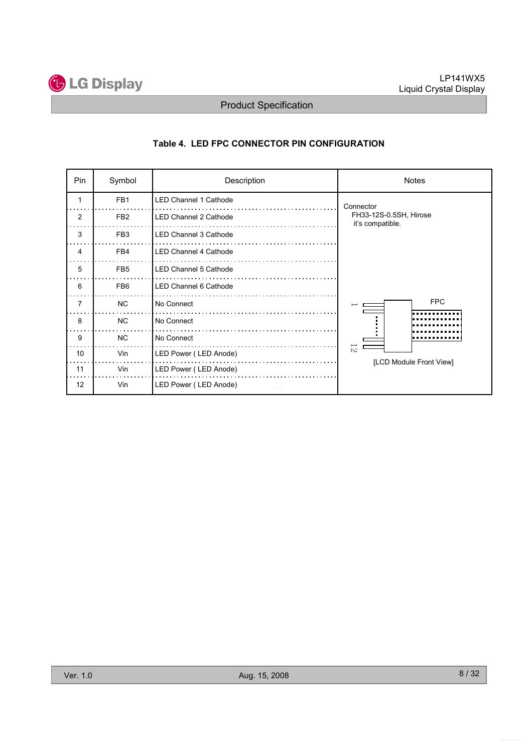### Table 4. LED FPC CONNECTOR PIN CONFIGURATION

| Pin | Symbol | Description | Notes |
|---|---|---|---|
| 1 | FB1 | LED Channel 1 Cathode | Connector FH33-12S-0.5SH, Hirose it's compatible. |
| 2 | FB2 | LED Channel 2 Cathode | |
| 3 | FB3 | LED Channel 3 Cathode | |
| 4 | FB4 | LED Channel 4 Cathode | |
| 5 | FB5 | LED Channel 5 Cathode | |
| 6 | FB6 | LED Channel 6 Cathode | |
| 7 | NC | No Connect | |
| 8 | NC | No Connect | |
| 9 | NC | No Connect | |
| 10 | Vin | LED Power ( LED Anode) | [LCD Module Front View] |
| 11 | Vin | LED Power ( LED Anode) | |
| 12 | Vin | LED Power ( LED Anode) | |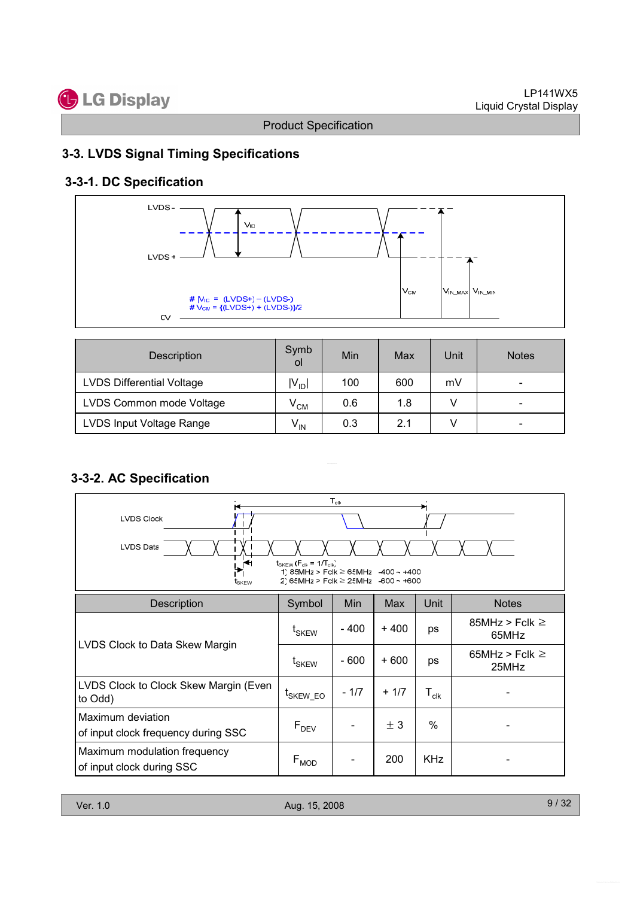## 3-3. LVDS Signal Timing Specifications

### 3-3-1. DC Specification

LVDS -

$V_{ID}$

LVDS +

# $|V_{ID}|$ = (LVDS+) – (LVDS-)
# $V_{CM}$ = {(LVDS+) + (LVDS-)}/2

0V

$V_{CM}$ $V_{IN\_MAX}$ $V_{IN\_MIN}$

| Description | Symbol | Min | Max | Unit | Notes |
|---|---|---|---|---|---|
| LVDS Differential Voltage | $\|V_{ID}\|$ | 100 | 600 | mV | - |
| LVDS Common mode Voltage | $V_{CM}$ | 0.6 | 1.8 | V | - |
| LVDS Input Voltage Range | $V_{IN}$ | 0.3 | 2.1 | V | - |

### 3-3-2. AC Specification

$T_{clk}$

LVDS Clock

LVDS Data

$t_{SKEW}$ ($F_{clk}$ = $1/T_{clk}$)
1) 85MHz > Fclk ≥ 65MHz : -400 ~ +400
2) 65MHz > Fclk ≥ 25MHz : -600 ~ +600

$t_{SKEW}$

| Description | Symbol | Min | Max | Unit | Notes |
|---|---|---|---|---|---|
| LVDS Clock to Data Skew Margin | $t_{SKEW}$ | - 400 | + 400 | ps | 85MHz > Fclk ≥ 65MHz |
| | $t_{SKEW}$ | - 600 | + 600 | ps | 65MHz > Fclk ≥ 25MHz |
| LVDS Clock to Clock Skew Margin (Even to Odd) | $t_{SKEW\_EO}$ | - 1/7 | + 1/7 | $T_{clk}$ | - |
| Maximum deviation of input clock frequency during SSC | $F_{DEV}$ | - | ± 3 | % | - |
| Maximum modulation frequency of input clock during SSC | $F_{MOD}$ | - | 200 | KHz | - |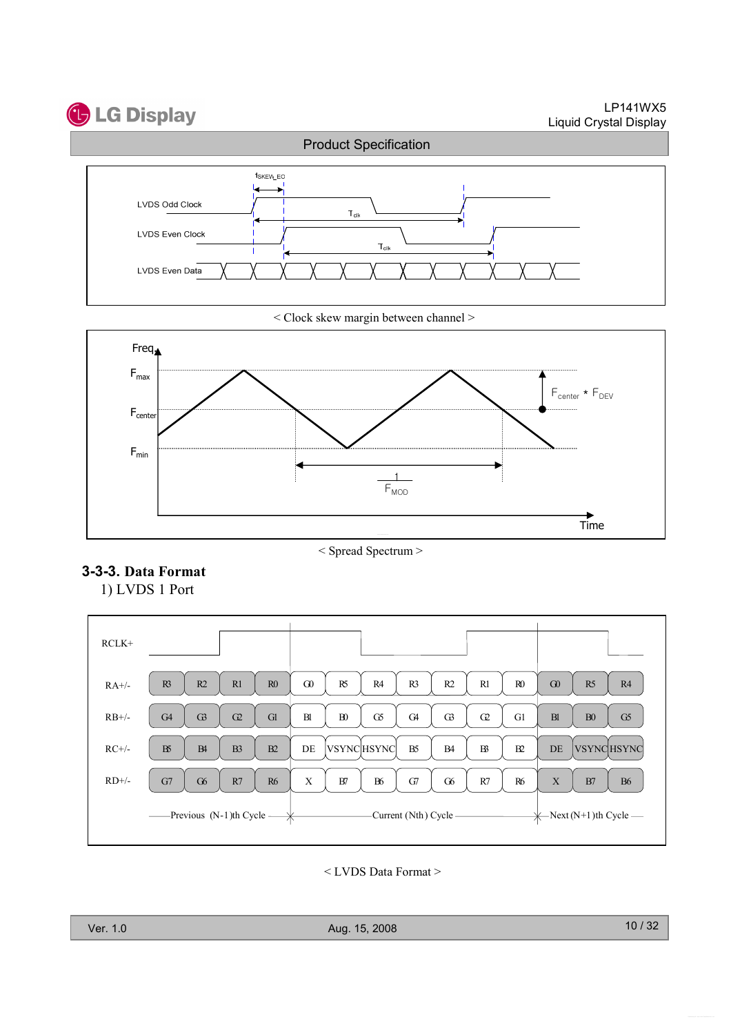LVDS Odd Clock

LVDS Even Clock

LVDS Even Data

$t_{SKEW\_EO}$

$T_{clk}$

$T_{clk}$

< Clock skew margin between channel >

Freq

$F_{max}$

$F_{center}$

$F_{min}$

$F_{center} * F_{DEV}$

$\frac{1}{F_{MOD}}$

Time

< Spread Spectrum >

### 3-3-3. Data Format

1) LVDS 1 Port

| RCLK+ | | | | | | | | | | | | | | |
|---|---|---|---|---|---|---|---|---|---|---|---|---|---|---|
| RA+/- | R3 | R2 | R1 | R0 | G0 | R5 | R4 | R3 | R2 | R1 | R0 | G0 | R5 | R4 |
| RB+/- | G4 | G3 | G2 | G1 | B1 | B0 | G5 | G4 | G3 | G2 | G1 | B1 | B0 | G5 |
| RC+/- | B5 | B4 | B3 | B2 | DE | VSYNC | HSYNC | B5 | B4 | B3 | B2 | DE | VSYNC | HSYNC |
| RD+/- | G7 | G6 | R7 | R6 | X | B7 | B6 | G7 | G6 | R7 | R6 | X | B7 | B6 |

Previous (N-1)th Cycle — Current (Nth) Cycle — Next (N+1)th Cycle

< LVDS Data Format >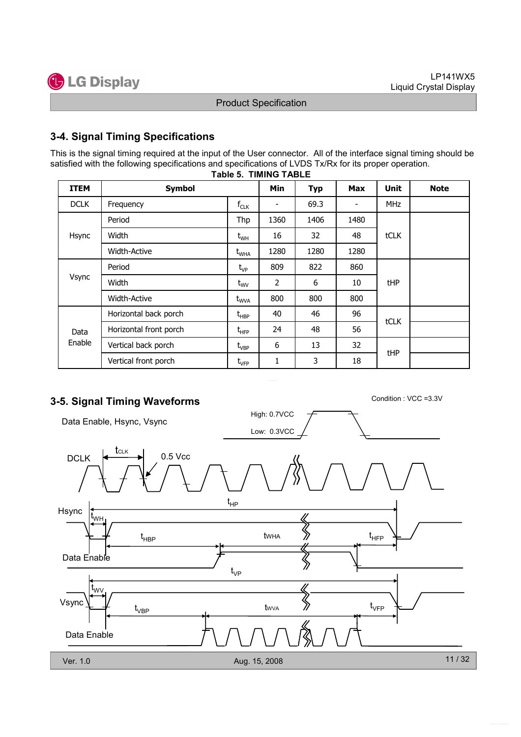## 3-4. Signal Timing Specifications

This is the signal timing required at the input of the User connector. All of the interface signal timing should be satisfied with the following specifications and specifications of LVDS Tx/Rx for its proper operation.

**Table 5. TIMING TABLE**

| ITEM | Symbol | | Min | Typ | Max | Unit | Note |
|---|---|---|---|---|---|---|---|
| DCLK | Frequency | $f_{CLK}$ | - | 69.3 | - | MHz | |
| Hsync | Period | Thp | 1360 | 1406 | 1480 | tCLK | |
| | Width | $t_{WH}$ | 16 | 32 | 48 | | |
| | Width-Active | $t_{WHA}$ | 1280 | 1280 | 1280 | | |
| Vsync | Period | $t_{VP}$ | 809 | 822 | 860 | tHP | |
| | Width | $t_{WV}$ | 2 | 6 | 10 | | |
| | Width-Active | $t_{WVA}$ | 800 | 800 | 800 | | |
| Data Enable | Horizontal back porch | $t_{HBP}$ | 40 | 46 | 96 | tCLK | |
| | Horizontal front porch | $t_{HFP}$ | 24 | 48 | 56 | | |
| | Vertical back porch | $t_{VBP}$ | 6 | 13 | 32 | tHP | |
| | Vertical front porch | $t_{VFP}$ | 1 | 3 | 18 | | |

## 3-5. Signal Timing Waveforms

Condition : VCC =3.3V

Data Enable, Hsync, Vsync — High: 0.7VCC, Low: 0.3VCC

DCLK — $t_{CLK}$, 0.5 Vcc

Hsync — $t_{HP}$, $t_{WH}$, $t_{HBP}$, tWHA, $t_{HFP}$ — Data Enable

Vsync — $t_{VP}$, $t_{WV}$, $t_{VBP}$, tWVA, $t_{VFP}$ — Data Enable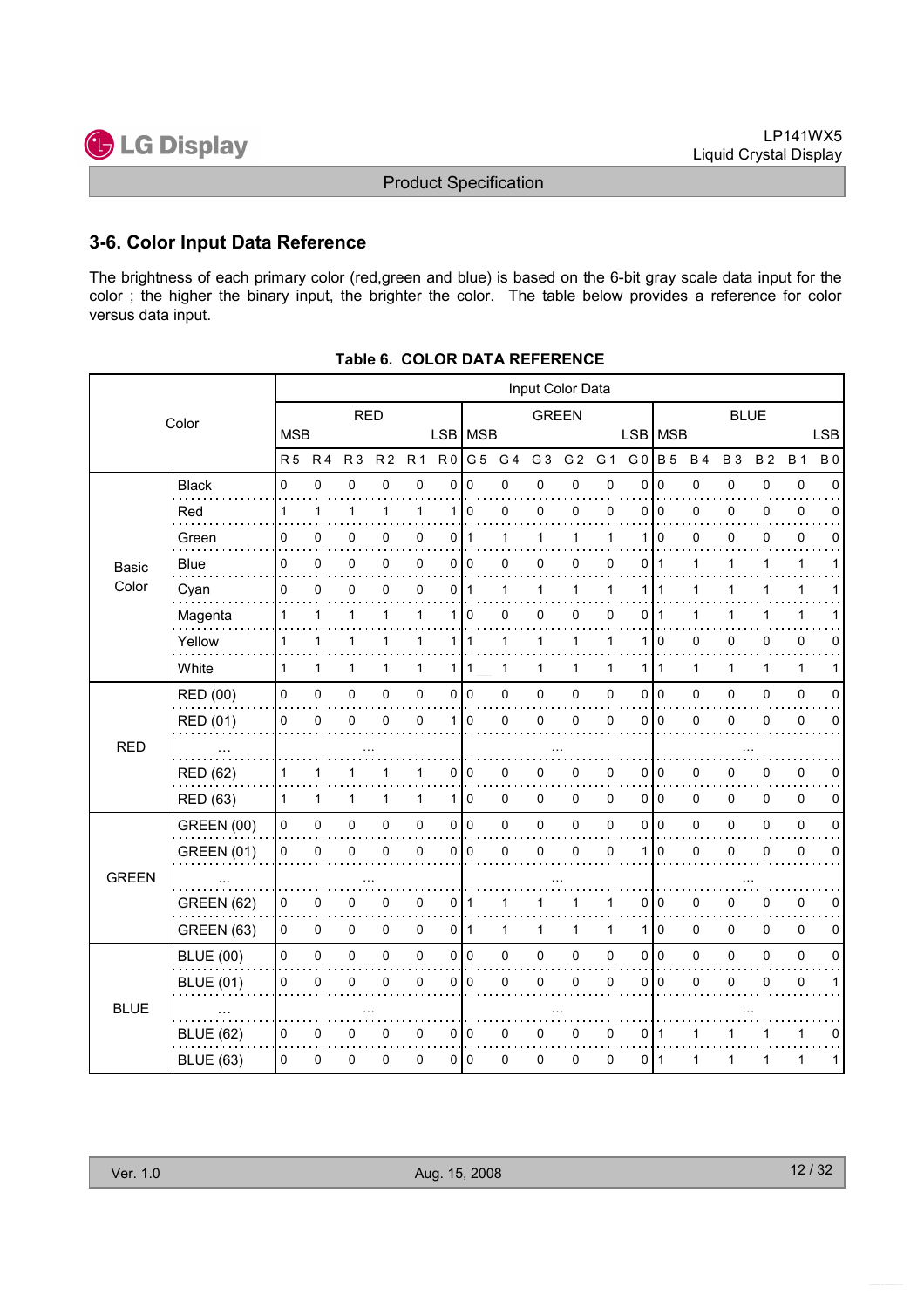## 3-6. Color Input Data Reference

The brightness of each primary color (red,green and blue) is based on the 6-bit gray scale data input for the color ; the higher the binary input, the brighter the color. The table below provides a reference for color versus data input.

**Table 6. COLOR DATA REFERENCE**

| Color | | Input Color Data | | | | | | | | | | | | | | | | | |
|---|---|---|---|---|---|---|---|---|---|---|---|---|---|---|---|---|---|---|---|
| | | RED | | | | | | GREEN | | | | | | BLUE | | | | | |
| | | MSB | | | | | LSB | MSB | | | | | LSB | MSB | | | | | LSB |
| | | R 5 | R 4 | R 3 | R 2 | R 1 | R 0 | G 5 | G 4 | G 3 | G 2 | G 1 | G 0 | B 5 | B 4 | B 3 | B 2 | B 1 | B 0 |
| Basic Color | Black | 0 | 0 | 0 | 0 | 0 | 0 | 0 | 0 | 0 | 0 | 0 | 0 | 0 | 0 | 0 | 0 | 0 | 0 |
| | Red | 1 | 1 | 1 | 1 | 1 | 1 | 0 | 0 | 0 | 0 | 0 | 0 | 0 | 0 | 0 | 0 | 0 | 0 |
| | Green | 0 | 0 | 0 | 0 | 0 | 0 | 1 | 1 | 1 | 1 | 1 | 1 | 0 | 0 | 0 | 0 | 0 | 0 |
| | Blue | 0 | 0 | 0 | 0 | 0 | 0 | 0 | 0 | 0 | 0 | 0 | 0 | 1 | 1 | 1 | 1 | 1 | 1 |
| | Cyan | 0 | 0 | 0 | 0 | 0 | 0 | 1 | 1 | 1 | 1 | 1 | 1 | 1 | 1 | 1 | 1 | 1 | 1 |
| | Magenta | 1 | 1 | 1 | 1 | 1 | 1 | 0 | 0 | 0 | 0 | 0 | 0 | 1 | 1 | 1 | 1 | 1 | 1 |
| | Yellow | 1 | 1 | 1 | 1 | 1 | 1 | 1 | 1 | 1 | 1 | 1 | 1 | 0 | 0 | 0 | 0 | 0 | 0 |
| | White | 1 | 1 | 1 | 1 | 1 | 1 | 1 | 1 | 1 | 1 | 1 | 1 | 1 | 1 | 1 | 1 | 1 | 1 |
| RED | RED (00) | 0 | 0 | 0 | 0 | 0 | 0 | 0 | 0 | 0 | 0 | 0 | 0 | 0 | 0 | 0 | 0 | 0 | 0 |
| | RED (01) | 0 | 0 | 0 | 0 | 0 | 1 | 0 | 0 | 0 | 0 | 0 | 0 | 0 | 0 | 0 | 0 | 0 | 0 |
| | ... | ... | | | | | | ... | | | | | | ... | | | | | |
| | RED (62) | 1 | 1 | 1 | 1 | 1 | 0 | 0 | 0 | 0 | 0 | 0 | 0 | 0 | 0 | 0 | 0 | 0 | 0 |
| | RED (63) | 1 | 1 | 1 | 1 | 1 | 1 | 0 | 0 | 0 | 0 | 0 | 0 | 0 | 0 | 0 | 0 | 0 | 0 |
| GREEN | GREEN (00) | 0 | 0 | 0 | 0 | 0 | 0 | 0 | 0 | 0 | 0 | 0 | 0 | 0 | 0 | 0 | 0 | 0 | 0 |
| | GREEN (01) | 0 | 0 | 0 | 0 | 0 | 0 | 0 | 0 | 0 | 0 | 0 | 1 | 0 | 0 | 0 | 0 | 0 | 0 |
| | ... | ... | | | | | | ... | | | | | | ... | | | | | |
| | GREEN (62) | 0 | 0 | 0 | 0 | 0 | 0 | 1 | 1 | 1 | 1 | 1 | 0 | 0 | 0 | 0 | 0 | 0 | 0 |
| | GREEN (63) | 0 | 0 | 0 | 0 | 0 | 0 | 1 | 1 | 1 | 1 | 1 | 1 | 0 | 0 | 0 | 0 | 0 | 0 |
| BLUE | BLUE (00) | 0 | 0 | 0 | 0 | 0 | 0 | 0 | 0 | 0 | 0 | 0 | 0 | 0 | 0 | 0 | 0 | 0 | 0 |
| | BLUE (01) | 0 | 0 | 0 | 0 | 0 | 0 | 0 | 0 | 0 | 0 | 0 | 0 | 0 | 0 | 0 | 0 | 0 | 1 |
| | ... | ... | | | | | | ... | | | | | | ... | | | | | |
| | BLUE (62) | 0 | 0 | 0 | 0 | 0 | 0 | 0 | 0 | 0 | 0 | 0 | 0 | 1 | 1 | 1 | 1 | 1 | 0 |
| | BLUE (63) | 0 | 0 | 0 | 0 | 0 | 0 | 0 | 0 | 0 | 0 | 0 | 0 | 1 | 1 | 1 | 1 | 1 | 1 |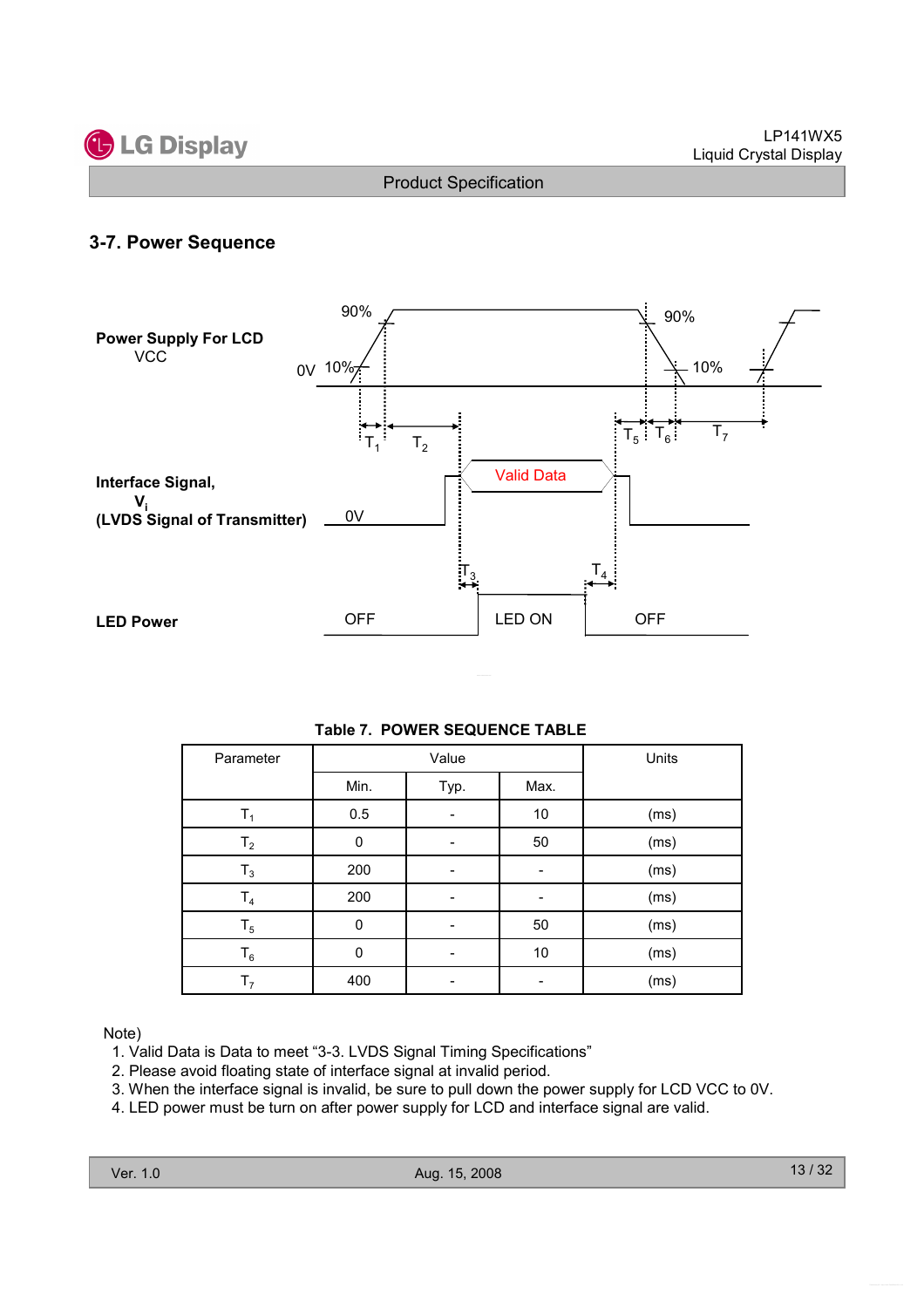## 3-7. Power Sequence

Power Supply For LCD
VCC

90% 90%
0V 10% 10%

$T_1$ $T_2$ $T_5$ $T_6$ $T_7$

Interface Signal,
$V_i$
(LVDS Signal of Transmitter)

0V Valid Data

$T_3$ $T_4$

LED Power

OFF LED ON OFF

**Table 7. POWER SEQUENCE TABLE**

| Parameter | Value | | | Units |
|---|---|---|---|---|
| | Min. | Typ. | Max. | |
| $T_1$ | 0.5 | - | 10 | (ms) |
| $T_2$ | 0 | - | 50 | (ms) |
| $T_3$ | 200 | - | - | (ms) |
| $T_4$ | 200 | - | - | (ms) |
| $T_5$ | 0 | - | 50 | (ms) |
| $T_6$ | 0 | - | 10 | (ms) |
| $T_7$ | 400 | - | - | (ms) |

Note)

1. Valid Data is Data to meet "3-3. LVDS Signal Timing Specifications"
2. Please avoid floating state of interface signal at invalid period.
3. When the interface signal is invalid, be sure to pull down the power supply for LCD VCC to 0V.
4. LED power must be turn on after power supply for LCD and interface signal are valid.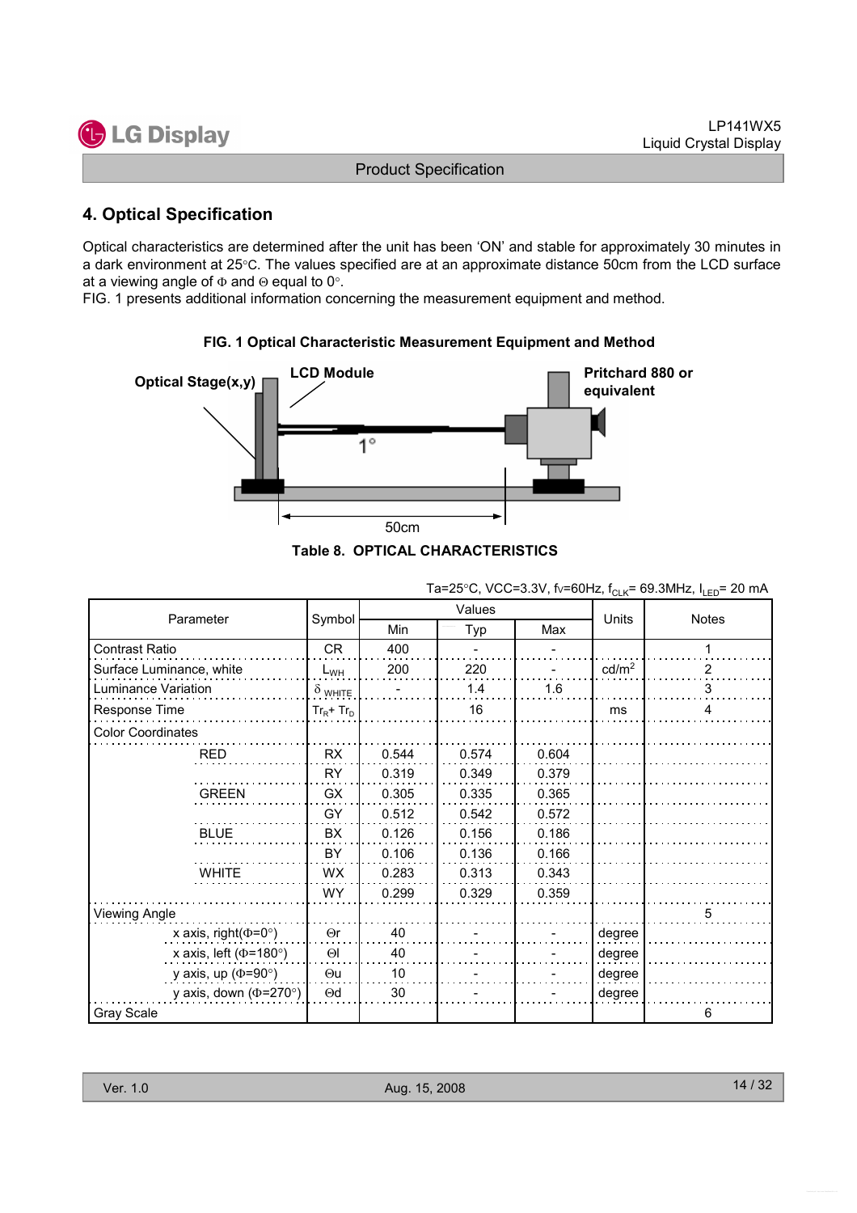## 4. Optical Specification

Optical characteristics are determined after the unit has been 'ON' and stable for approximately 30 minutes in a dark environment at 25°C. The values specified are at an approximate distance 50cm from the LCD surface at a viewing angle of Φ and Θ equal to 0°.

FIG. 1 presents additional information concerning the measurement equipment and method.

**FIG. 1 Optical Characteristic Measurement Equipment and Method**

Optical Stage(x,y) LCD Module Pritchard 880 or equivalent 1° 50cm

**Table 8. OPTICAL CHARACTERISTICS**

Ta=25°C, VCC=3.3V, fv=60Hz, $f_{CLK}$= 69.3MHz, $I_{LED}$= 20 mA

| Parameter | | Symbol | Values | | | Units | Notes |
|---|---|---|---|---|---|---|---|
| | | | Min | Typ | Max | | |
| Contrast Ratio | | CR | 400 | - | - | | 1 |
| Surface Luminance, white | | $L_{WH}$ | 200 | 220 | - | cd/m$^2$ | 2 |
| Luminance Variation | | $\delta_{WHITE}$ | - | 1.4 | 1.6 | | 3 |
| Response Time | | $Tr_R + Tr_D$ | | 16 | | ms | 4 |
| Color Coordinates | | | | | | | |
| | RED | RX | 0.544 | 0.574 | 0.604 | | |
| | | RY | 0.319 | 0.349 | 0.379 | | |
| | GREEN | GX | 0.305 | 0.335 | 0.365 | | |
| | | GY | 0.512 | 0.542 | 0.572 | | |
| | BLUE | BX | 0.126 | 0.156 | 0.186 | | |
| | | BY | 0.106 | 0.136 | 0.166 | | |
| | WHITE | WX | 0.283 | 0.313 | 0.343 | | |
| | | WY | 0.299 | 0.329 | 0.359 | | |
| Viewing Angle | | | | | | | 5 |
| | x axis, right(Φ=0°) | Θr | 40 | - | - | degree | |
| | x axis, left (Φ=180°) | Θl | 40 | - | - | degree | |
| | y axis, up (Φ=90°) | Θu | 10 | - | - | degree | |
| | y axis, down (Φ=270°) | Θd | 30 | - | - | degree | |
| Gray Scale | | | | | | | 6 |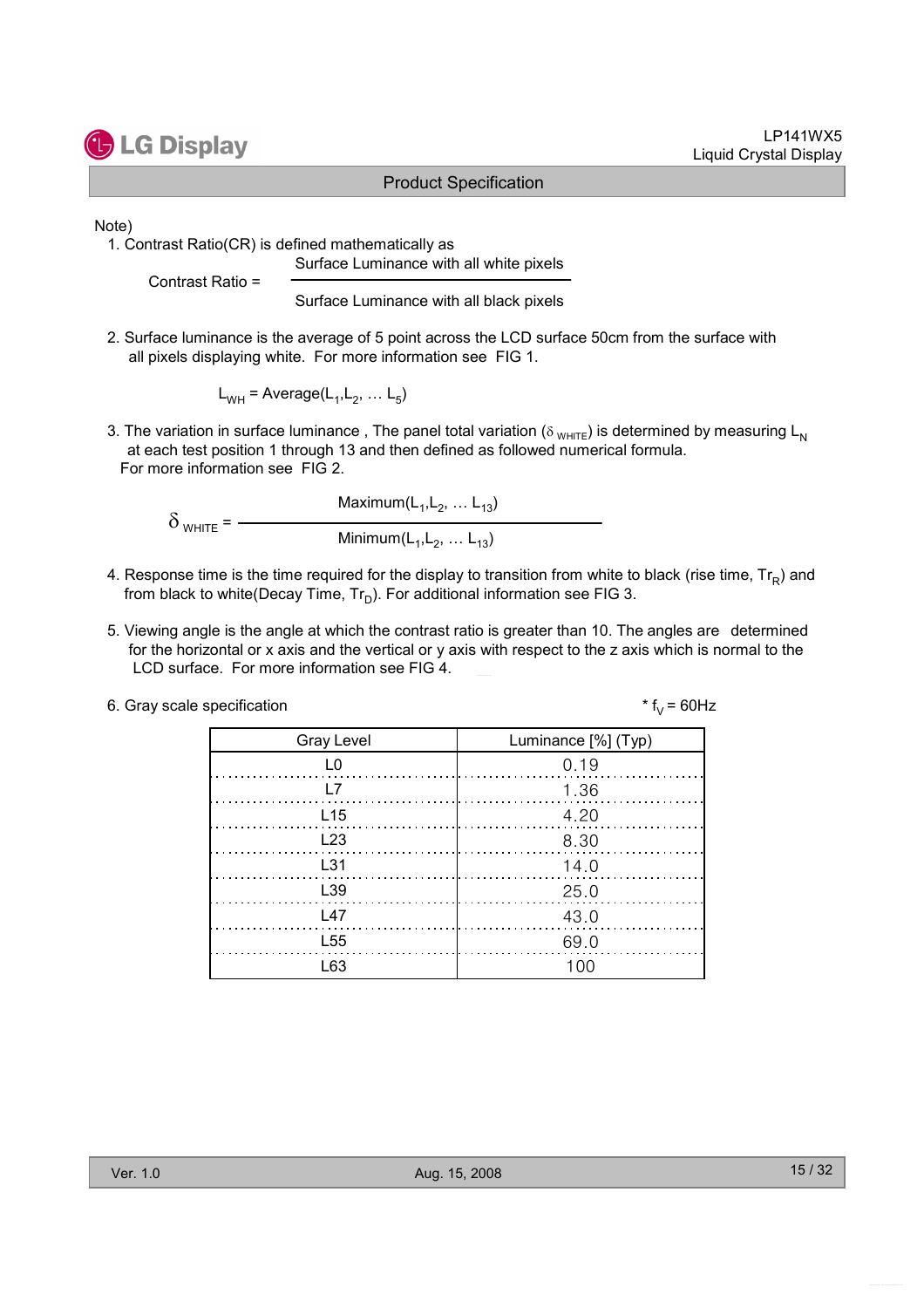Note)

1. Contrast Ratio(CR) is defined mathematically as

$$\text{Contrast Ratio} = \frac{\text{Surface Luminance with all white pixels}}{\text{Surface Luminance with all black pixels}}$$

2. Surface luminance is the average of 5 point across the LCD surface 50cm from the surface with all pixels displaying white. For more information see FIG 1.

$$L_{WH} = \text{Average}(L_1, L_2, \dots L_5)$$

3. The variation in surface luminance , The panel total variation ($\delta_{WHITE}$) is determined by measuring $L_N$ at each test position 1 through 13 and then defined as followed numerical formula. For more information see FIG 2.

$$\delta_{WHITE} = \frac{\text{Maximum}(L_1, L_2, \dots L_{13})}{\text{Minimum}(L_1, L_2, \dots L_{13})}$$

4. Response time is the time required for the display to transition from white to black (rise time, $Tr_R$) and from black to white(Decay Time, $Tr_D$). For additional information see FIG 3.

5. Viewing angle is the angle at which the contrast ratio is greater than 10. The angles are determined for the horizontal or x axis and the vertical or y axis with respect to the z axis which is normal to the LCD surface. For more information see FIG 4.

6. Gray scale specification

\* $f_V$ = 60Hz

| Gray Level | Luminance [%] (Typ) |
|---|---|
| L0 | 0.19 |
| L7 | 1.36 |
| L15 | 4.20 |
| L23 | 8.30 |
| L31 | 14.0 |
| L39 | 25.0 |
| L47 | 43.0 |
| L55 | 69.0 |
| L63 | 100 |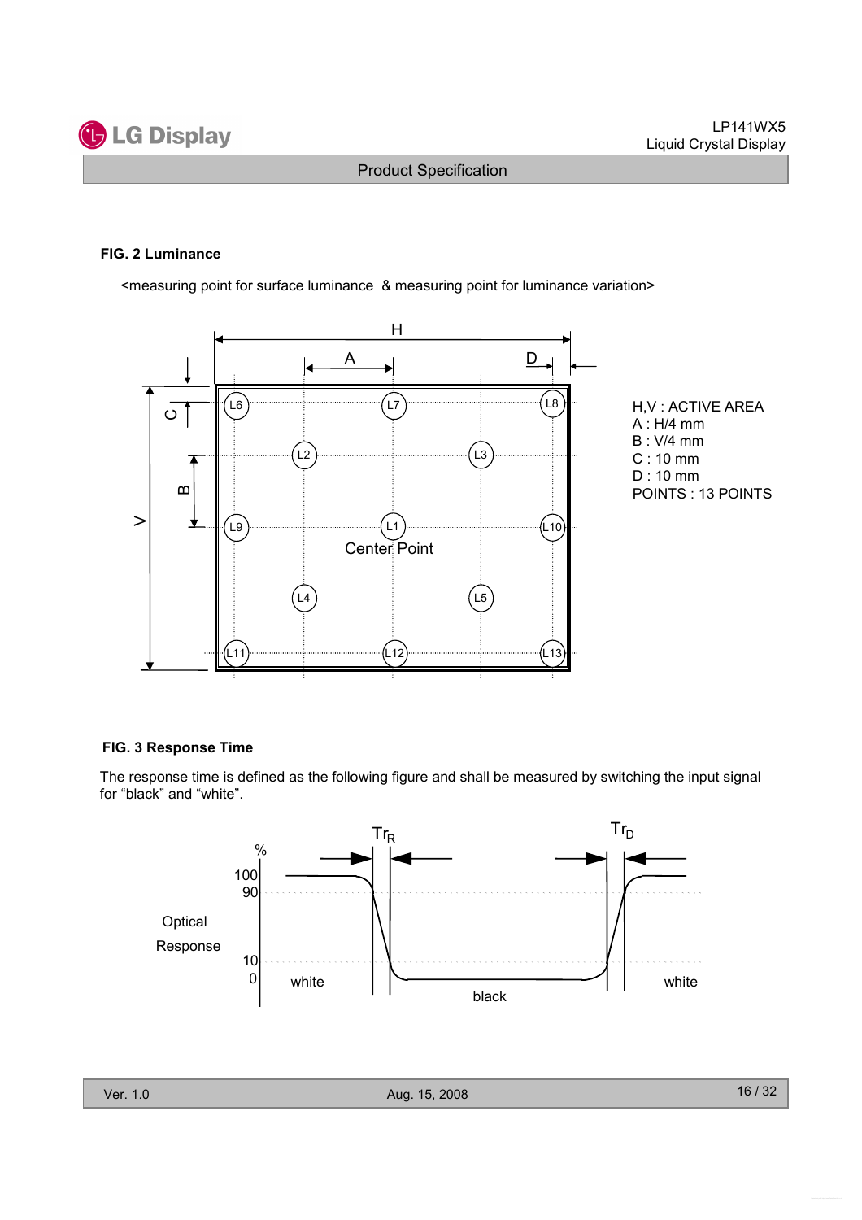**FIG. 2 Luminance**

<measuring point for surface luminance & measuring point for luminance variation>

H,V : ACTIVE AREA
A : H/4 mm
B : V/4 mm
C : 10 mm
D : 10 mm
POINTS : 13 POINTS

**FIG. 3 Response Time**

The response time is defined as the following figure and shall be measured by switching the input signal for "black" and "white".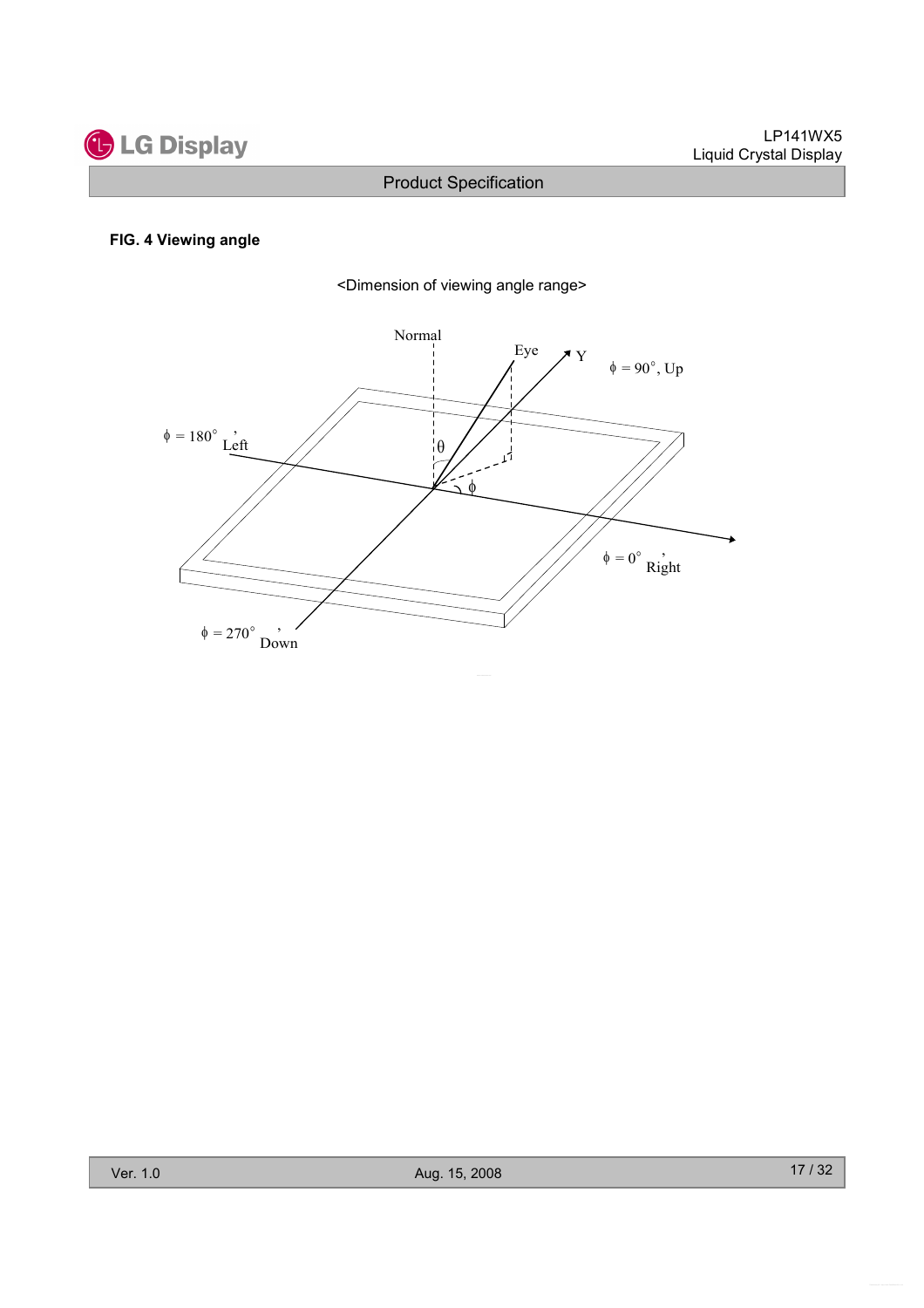**FIG. 4 Viewing angle**

<Dimension of viewing angle range>

Normal

Eye

Y

$\phi$ = 90°, Up

$\phi$ = 180°, Left

$\theta$

$\phi$

$\phi$ = 0°, Right

$\phi$ = 270°, Down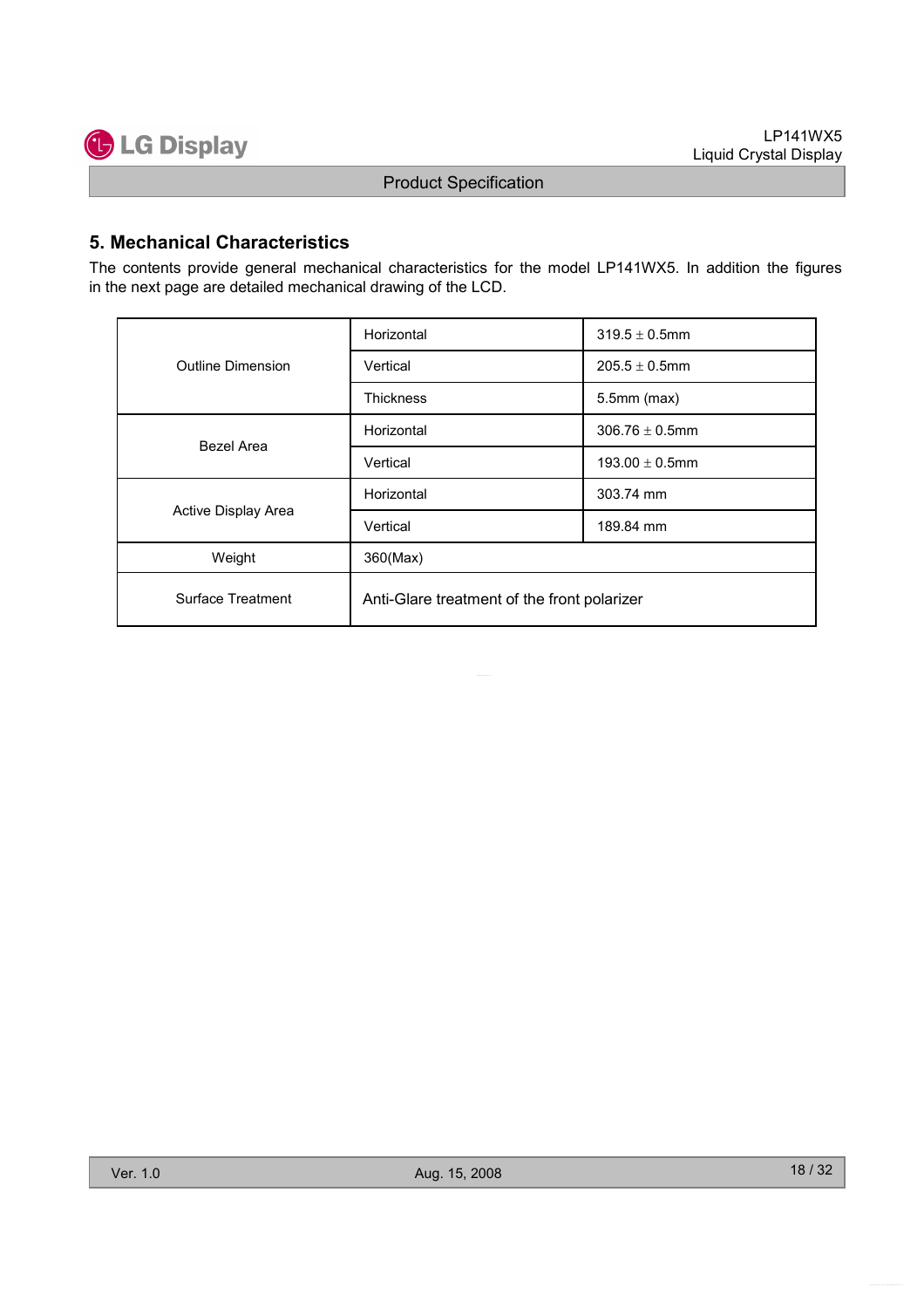## 5. Mechanical Characteristics

The contents provide general mechanical characteristics for the model LP141WX5. In addition the figures in the next page are detailed mechanical drawing of the LCD.

| | | |
|---|---|---|
| Outline Dimension | Horizontal | 319.5 ± 0.5mm |
| | Vertical | 205.5 ± 0.5mm |
| | Thickness | 5.5mm (max) |
| Bezel Area | Horizontal | 306.76 ± 0.5mm |
| | Vertical | 193.00 ± 0.5mm |
| Active Display Area | Horizontal | 303.74 mm |
| | Vertical | 189.84 mm |
| Weight | 360(Max) | |
| Surface Treatment | Anti-Glare treatment of the front polarizer | |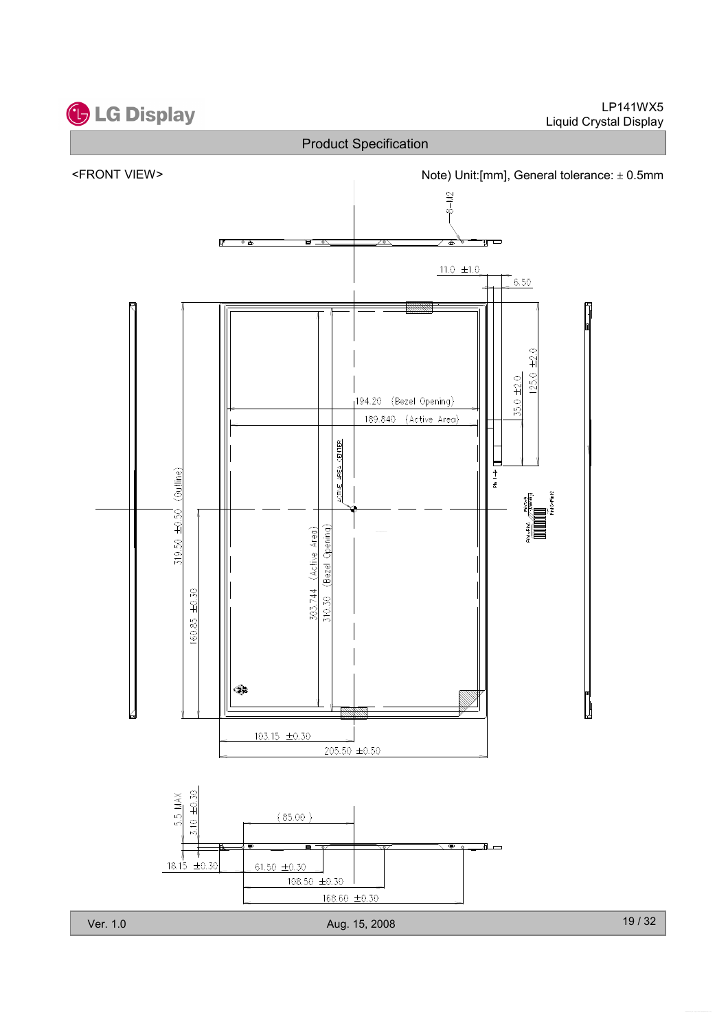<FRONT VIEW>

Note) Unit:[mm], General tolerance: ± 0.5mm

6-M2

11.0 ±1.0

6.50

125.0 ±2.0

35.0 ±2.0

194.20 (Bezel Opening)

189.840 (Active Area)

ACTIVE AREA CENTER

319.50 ±0.50 (Outline)

160.85 ±0.30

303.744 (Active Area)

310.30 (Bezel Opening)

103.15 ±0.30

205.50 ±0.50

5.5 MAX

3.10 ±0.30

(85.00)

18.15 ±0.30

61.50 ±0.30

108.50 ±0.30

168.60 ±0.30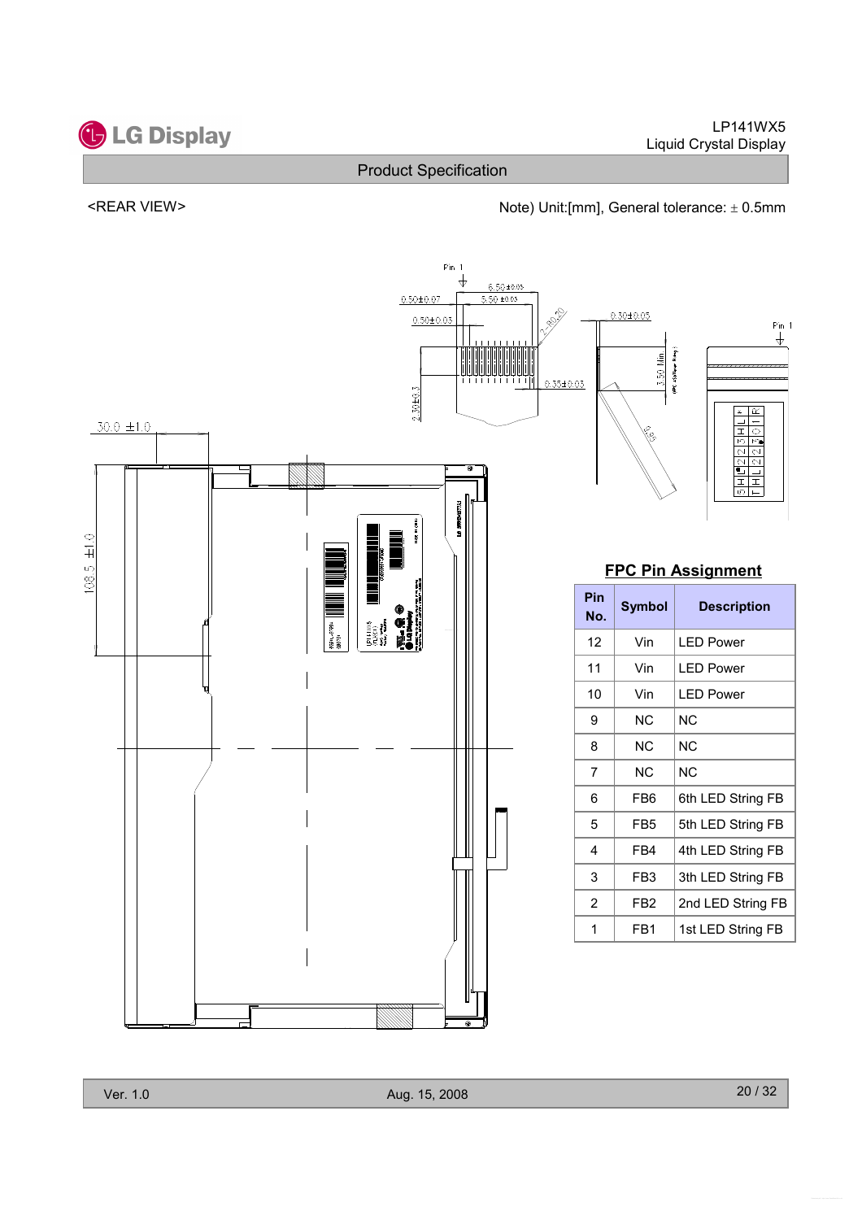<REAR VIEW>

Note) Unit:[mm], General tolerance: ± 0.5mm

## FPC Pin Assignment

| Pin No. | Symbol | Description |
|---|---|---|
| 12 | Vin | LED Power |
| 11 | Vin | LED Power |
| 10 | Vin | LED Power |
| 9 | NC | NC |
| 8 | NC | NC |
| 7 | NC | NC |
| 6 | FB6 | 6th LED String FB |
| 5 | FB5 | 5th LED String FB |
| 4 | FB4 | 4th LED String FB |
| 3 | FB3 | 3th LED String FB |
| 2 | FB2 | 2nd LED String FB |
| 1 | FB1 | 1st LED String FB |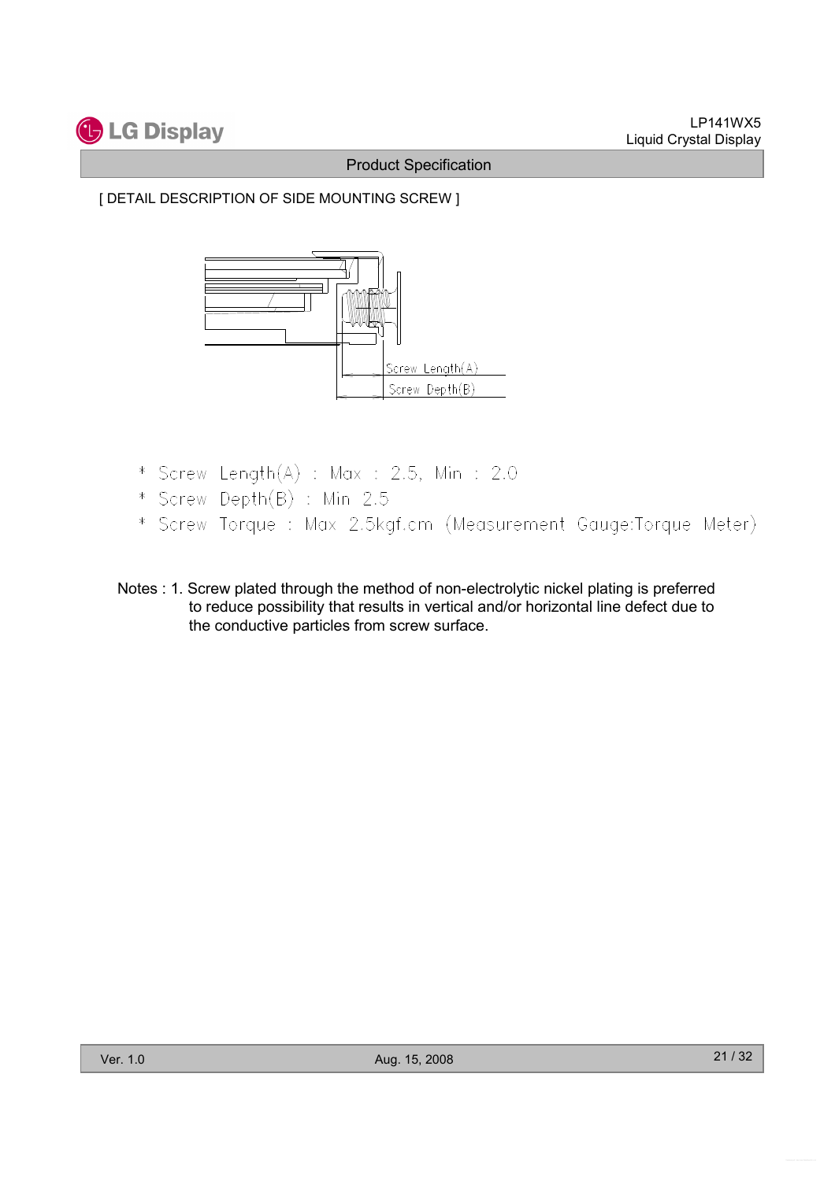[ DETAIL DESCRIPTION OF SIDE MOUNTING SCREW ]

Screw Length(A)

Screw Depth(B)

* Screw Length(A) : Max : 2.5, Min : 2.0
* Screw Depth(B) : Min 2.5
* Screw Torque : Max 2.5kgf.cm (Measurement Gauge:Torque Meter)

Notes : 1. Screw plated through the method of non-electrolytic nickel plating is preferred to reduce possibility that results in vertical and/or horizontal line defect due to the conductive particles from screw surface.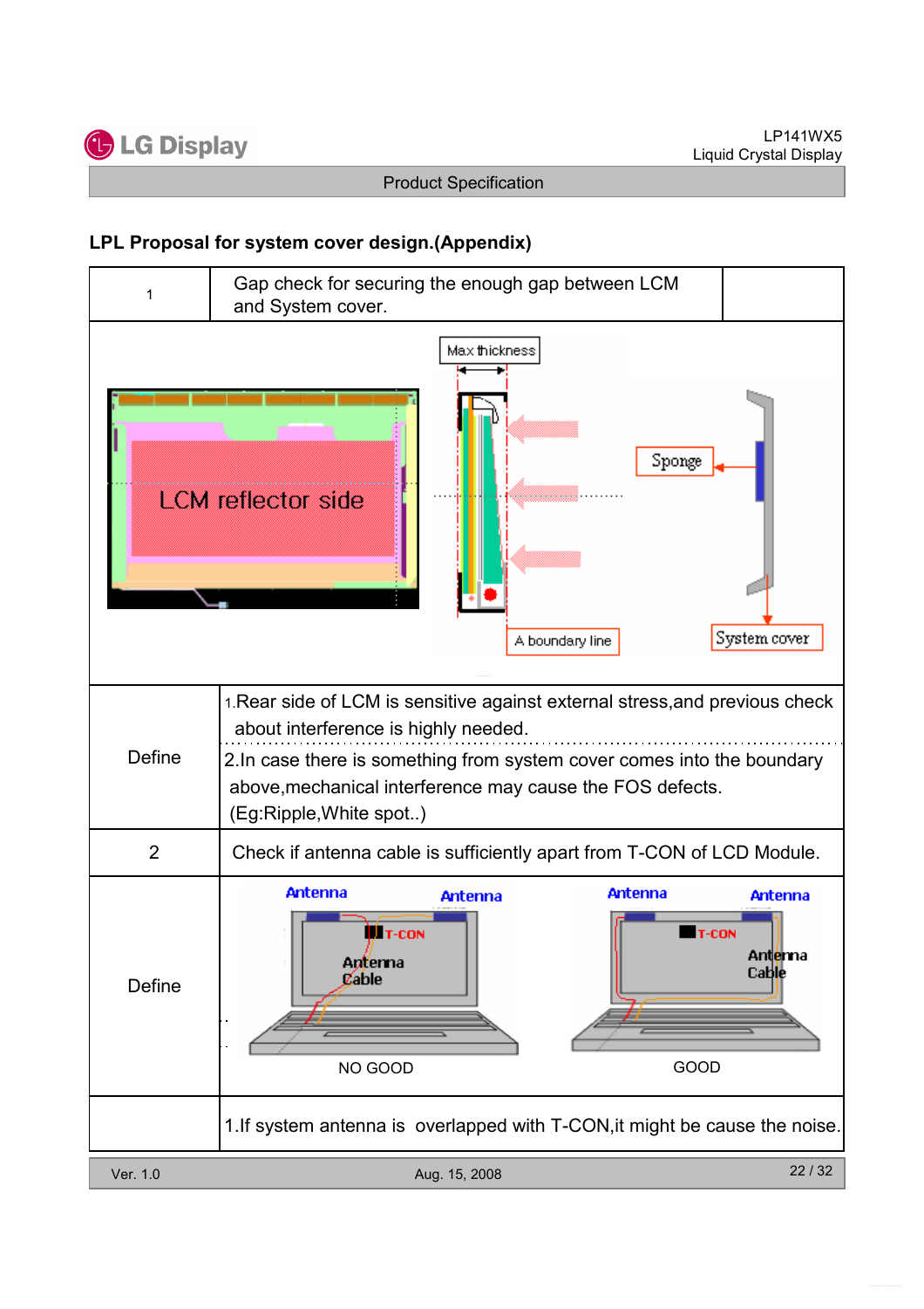## LPL Proposal for system cover design.(Appendix)

| 1 | Gap check for securing the enough gap between LCM and System cover. |
|---|---|
| | |
| Define | 1.Rear side of LCM is sensitive against external stress,and previous check about interference is highly needed.<br>2.In case there is something from system cover comes into the boundary above,mechanical interference may cause the FOS defects. (Eg:Ripple,White spot..) |
| 2 | Check if antenna cable is sufficiently apart from T-CON of LCD Module. |
| Define | NO GOOD / GOOD |
| | 1.If system antenna is overlapped with T-CON,it might be cause the noise. |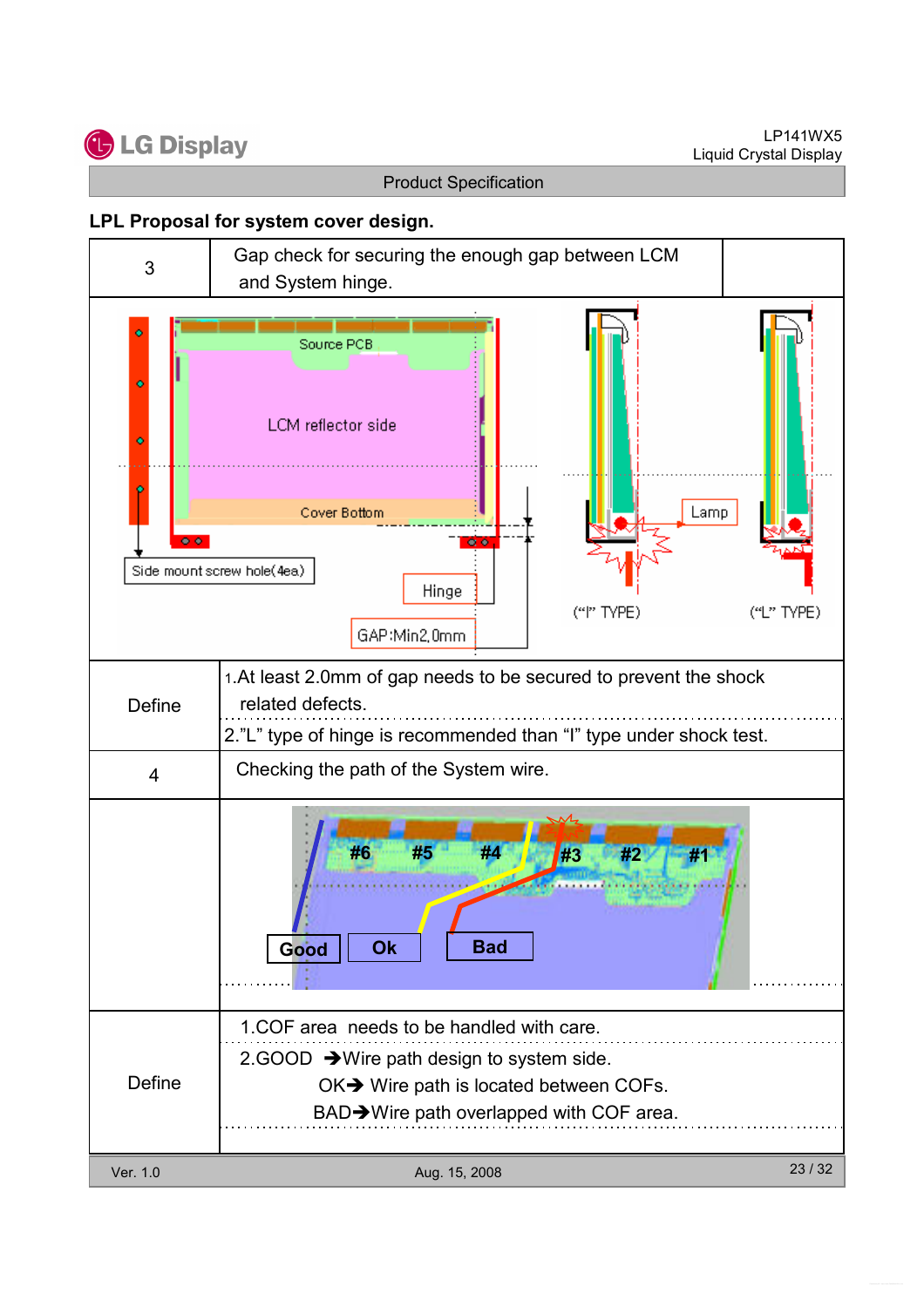## LPL Proposal for system cover design.

| 3 | Gap check for securing the enough gap between LCM and System hinge. | |
|---|---|---|
| | | |
| Define | 1.At least 2.0mm of gap needs to be secured to prevent the shock related defects.<br>2."L" type of hinge is recommended than "I" type under shock test. | |
| 4 | Checking the path of the System wire. | |
| | | |
| Define | 1.COF area needs to be handled with care.<br>2.GOOD ➔Wire path design to system side.<br>OK➔ Wire path is located between COFs.<br>BAD➔Wire path overlapped with COF area. | |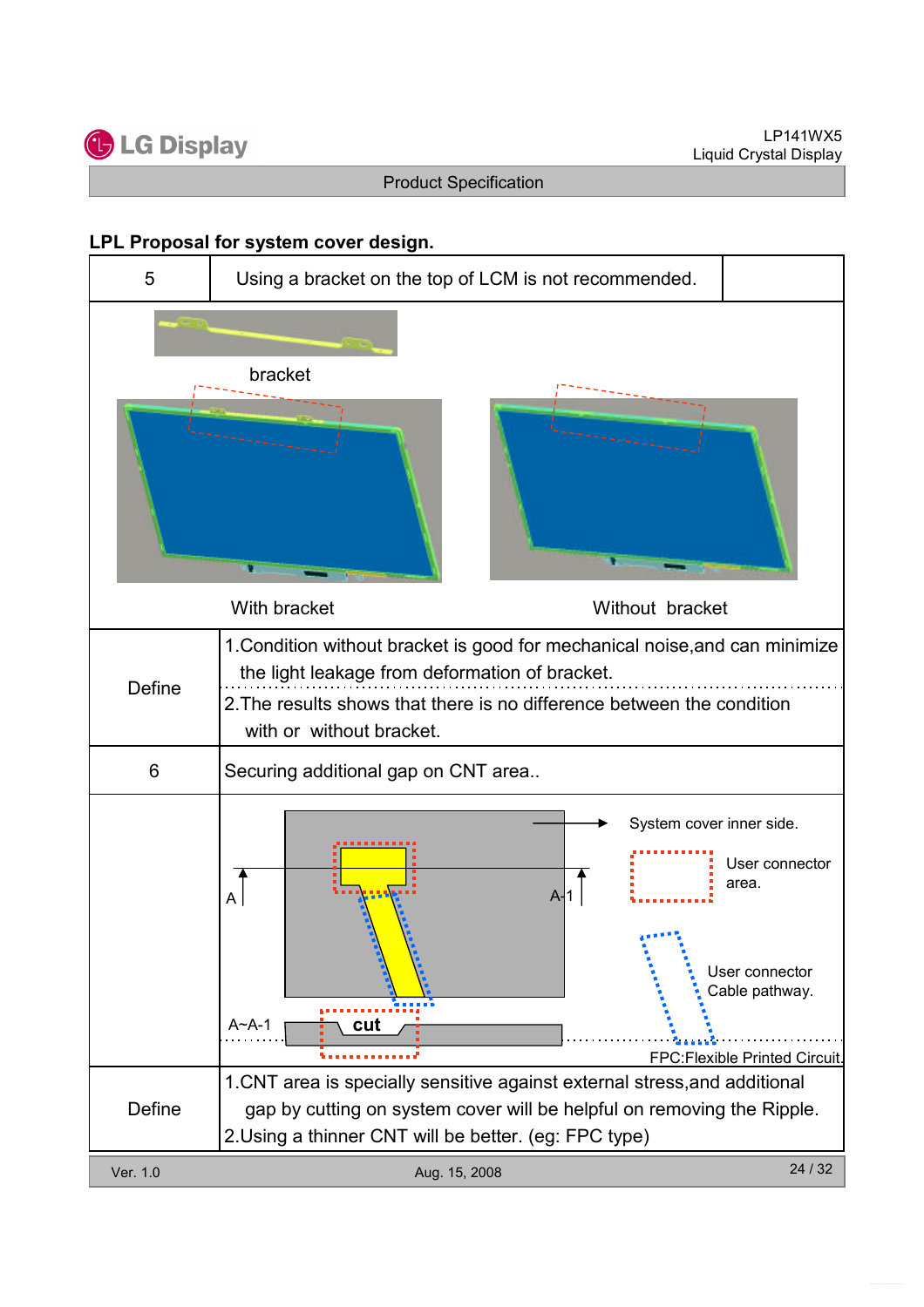## LPL Proposal for system cover design.

| 5 | Using a bracket on the top of LCM is not recommended. | |
|---|---|---|

bracket

With bracket

Without bracket

| Define | 1.Condition without bracket is good for mechanical noise,and can minimize the light leakage from deformation of bracket. |
|---|---|
| | 2.The results shows that there is no difference between the condition with or without bracket. |
| 6 | Securing additional gap on CNT area.. |

System cover inner side.

User connector area.

User connector Cable pathway.

A

A-1

A~A-1

cut

FPC:Flexible Printed Circuit.

| Define | 1.CNT area is specially sensitive against external stress,and additional gap by cutting on system cover will be helpful on removing the Ripple. |
|---|---|
| | 2.Using a thinner CNT will be better. (eg: FPC type) |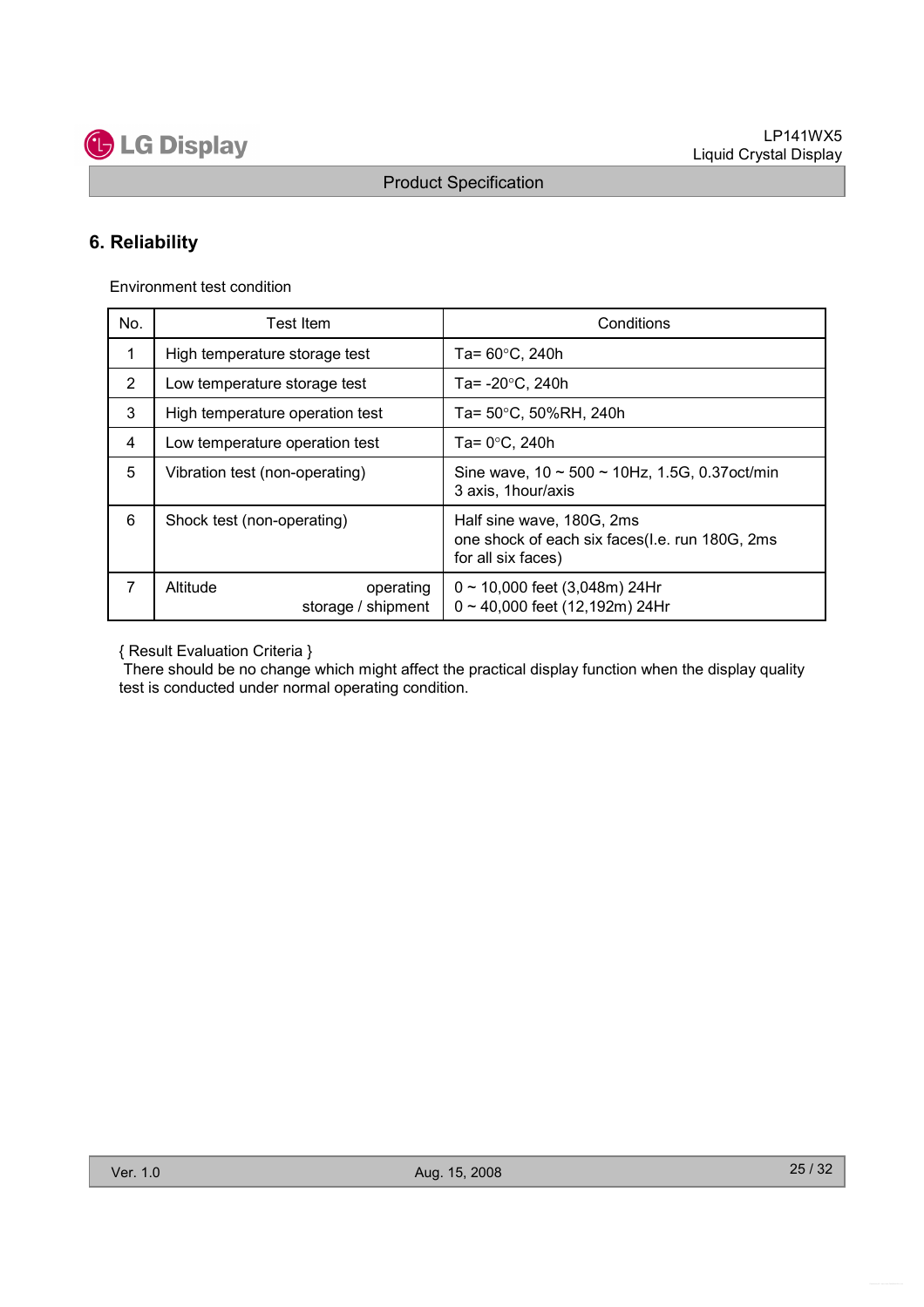## 6. Reliability

Environment test condition

| No. | Test Item | Conditions |
|---|---|---|
| 1 | High temperature storage test | Ta= 60°C, 240h |
| 2 | Low temperature storage test | Ta= -20°C, 240h |
| 3 | High temperature operation test | Ta= 50°C, 50%RH, 240h |
| 4 | Low temperature operation test | Ta= 0°C, 240h |
| 5 | Vibration test (non-operating) | Sine wave, 10 ~ 500 ~ 10Hz, 1.5G, 0.37oct/min<br>3 axis, 1hour/axis |
| 6 | Shock test (non-operating) | Half sine wave, 180G, 2ms<br>one shock of each six faces(I.e. run 180G, 2ms for all six faces) |
| 7 | Altitude operating<br>storage / shipment | 0 ~ 10,000 feet (3,048m) 24Hr<br>0 ~ 40,000 feet (12,192m) 24Hr |

{ Result Evaluation Criteria }

There should be no change which might affect the practical display function when the display quality test is conducted under normal operating condition.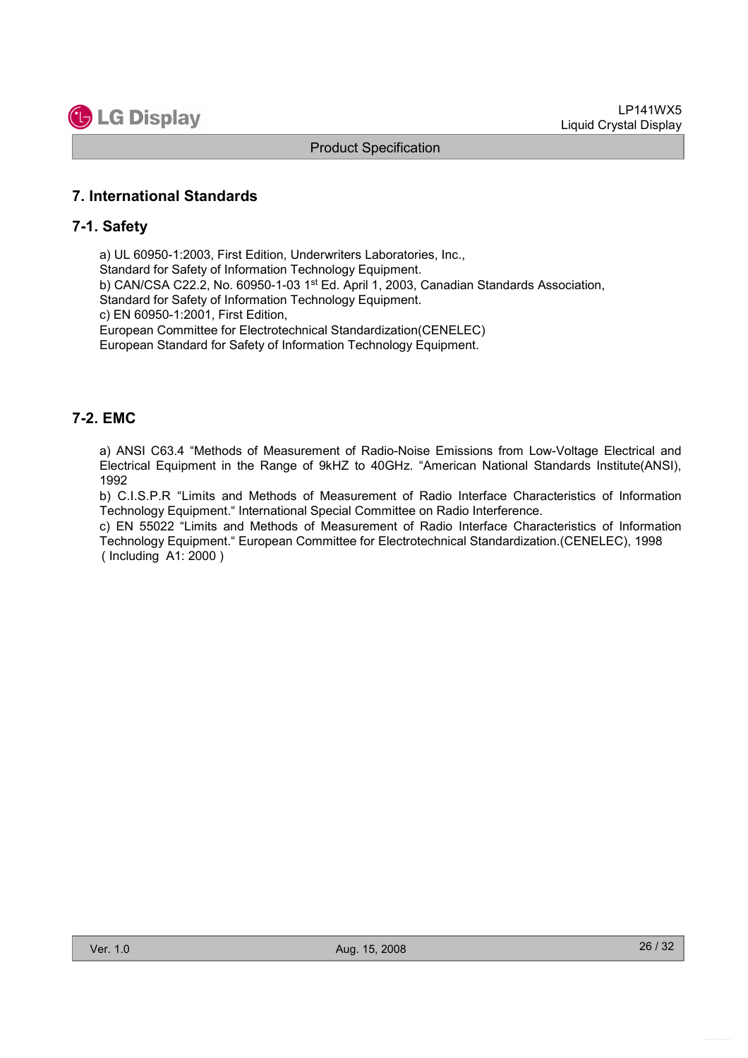## 7. International Standards

### 7-1. Safety

a) UL 60950-1:2003, First Edition, Underwriters Laboratories, Inc.,
Standard for Safety of Information Technology Equipment.
b) CAN/CSA C22.2, No. 60950-1-03 1st Ed. April 1, 2003, Canadian Standards Association,
Standard for Safety of Information Technology Equipment.
c) EN 60950-1:2001, First Edition,
European Committee for Electrotechnical Standardization(CENELEC)
European Standard for Safety of Information Technology Equipment.

### 7-2. EMC

a) ANSI C63.4 "Methods of Measurement of Radio-Noise Emissions from Low-Voltage Electrical and Electrical Equipment in the Range of 9kHZ to 40GHz. "American National Standards Institute(ANSI), 1992
b) C.I.S.P.R "Limits and Methods of Measurement of Radio Interface Characteristics of Information Technology Equipment." International Special Committee on Radio Interference.
c) EN 55022 "Limits and Methods of Measurement of Radio Interface Characteristics of Information Technology Equipment." European Committee for Electrotechnical Standardization.(CENELEC), 1998 ( Including A1: 2000 )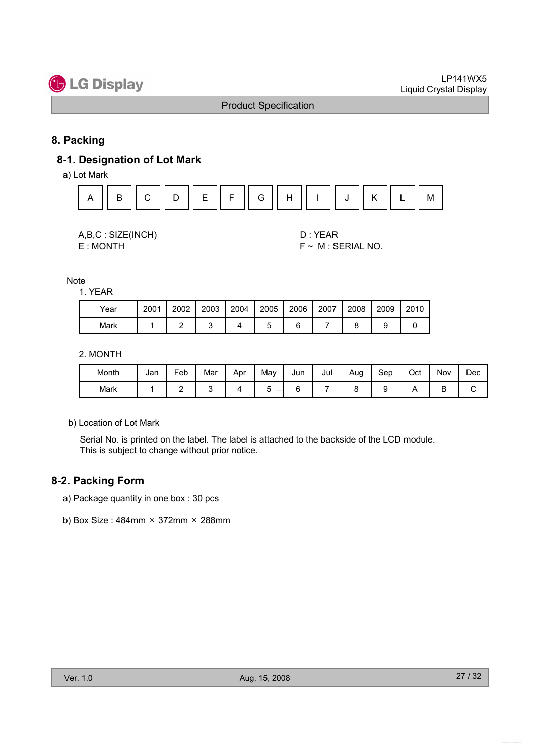## 8. Packing

### 8-1. Designation of Lot Mark

a) Lot Mark

| A | B | C | D | E | F | G | H | I | J | K | L | M |
|---|---|---|---|---|---|---|---|---|---|---|---|---|

A,B,C : SIZE(INCH)
E : MONTH

D : YEAR
F ~ M : SERIAL NO.

Note

1. YEAR

| Year | 2001 | 2002 | 2003 | 2004 | 2005 | 2006 | 2007 | 2008 | 2009 | 2010 |
|---|---|---|---|---|---|---|---|---|---|---|
| Mark | 1 | 2 | 3 | 4 | 5 | 6 | 7 | 8 | 9 | 0 |

2. MONTH

| Month | Jan | Feb | Mar | Apr | May | Jun | Jul | Aug | Sep | Oct | Nov | Dec |
|---|---|---|---|---|---|---|---|---|---|---|---|---|
| Mark | 1 | 2 | 3 | 4 | 5 | 6 | 7 | 8 | 9 | A | B | C |

b) Location of Lot Mark

Serial No. is printed on the label. The label is attached to the backside of the LCD module.
This is subject to change without prior notice.

### 8-2. Packing Form

a) Package quantity in one box : 30 pcs

b) Box Size : 484mm × 372mm × 288mm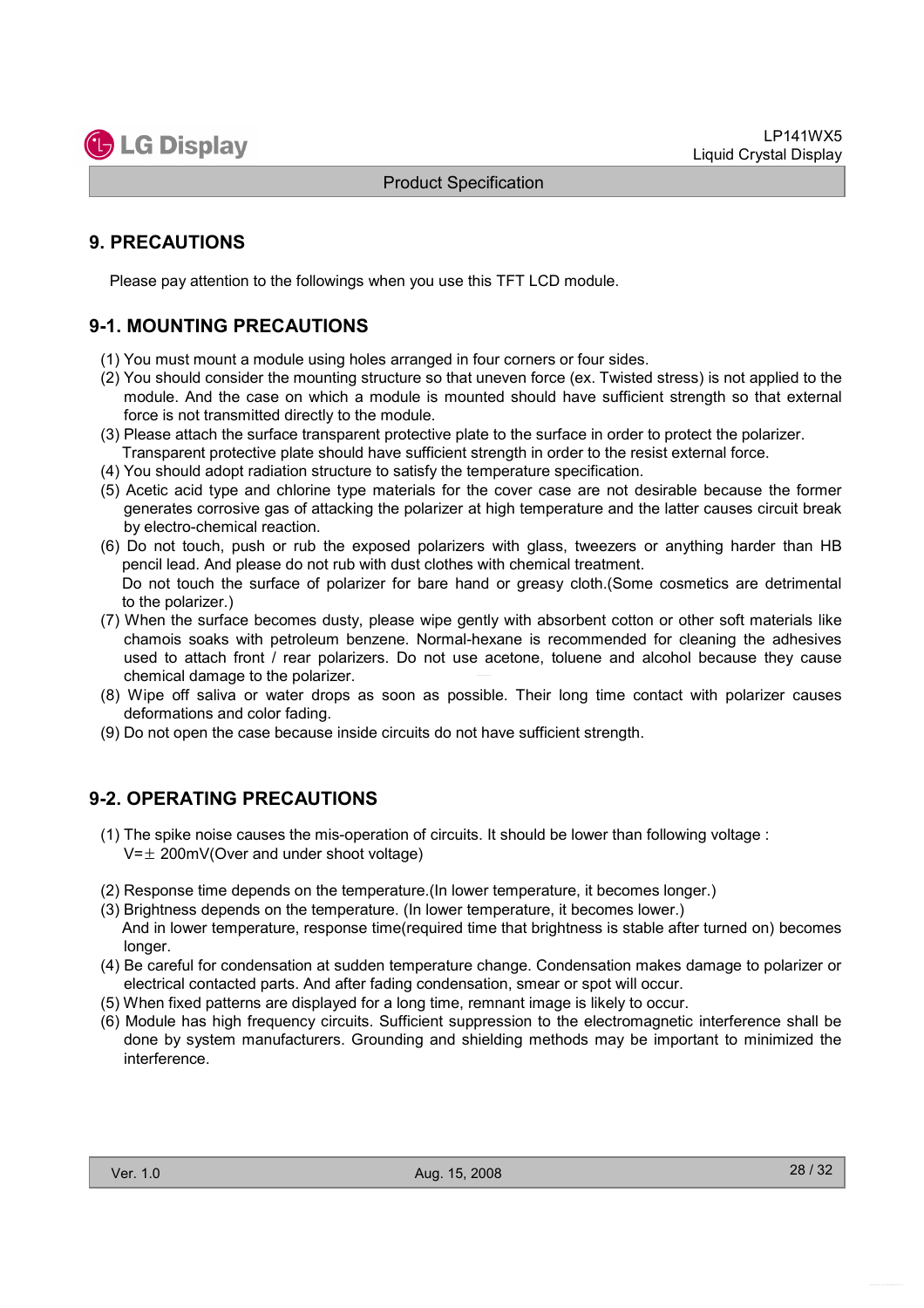# 9. PRECAUTIONS

Please pay attention to the followings when you use this TFT LCD module.

## 9-1. MOUNTING PRECAUTIONS

(1) You must mount a module using holes arranged in four corners or four sides.
(2) You should consider the mounting structure so that uneven force (ex. Twisted stress) is not applied to the module. And the case on which a module is mounted should have sufficient strength so that external force is not transmitted directly to the module.
(3) Please attach the surface transparent protective plate to the surface in order to protect the polarizer. Transparent protective plate should have sufficient strength in order to the resist external force.
(4) You should adopt radiation structure to satisfy the temperature specification.
(5) Acetic acid type and chlorine type materials for the cover case are not desirable because the former generates corrosive gas of attacking the polarizer at high temperature and the latter causes circuit break by electro-chemical reaction.
(6) Do not touch, push or rub the exposed polarizers with glass, tweezers or anything harder than HB pencil lead. And please do not rub with dust clothes with chemical treatment.
Do not touch the surface of polarizer for bare hand or greasy cloth.(Some cosmetics are detrimental to the polarizer.)
(7) When the surface becomes dusty, please wipe gently with absorbent cotton or other soft materials like chamois soaks with petroleum benzene. Normal-hexane is recommended for cleaning the adhesives used to attach front / rear polarizers. Do not use acetone, toluene and alcohol because they cause chemical damage to the polarizer.
(8) Wipe off saliva or water drops as soon as possible. Their long time contact with polarizer causes deformations and color fading.
(9) Do not open the case because inside circuits do not have sufficient strength.

## 9-2. OPERATING PRECAUTIONS

(1) The spike noise causes the mis-operation of circuits. It should be lower than following voltage :
V=± 200mV(Over and under shoot voltage)

(2) Response time depends on the temperature.(In lower temperature, it becomes longer.)
(3) Brightness depends on the temperature. (In lower temperature, it becomes lower.)
And in lower temperature, response time(required time that brightness is stable after turned on) becomes longer.
(4) Be careful for condensation at sudden temperature change. Condensation makes damage to polarizer or electrical contacted parts. And after fading condensation, smear or spot will occur.
(5) When fixed patterns are displayed for a long time, remnant image is likely to occur.
(6) Module has high frequency circuits. Sufficient suppression to the electromagnetic interference shall be done by system manufacturers. Grounding and shielding methods may be important to minimized the interference.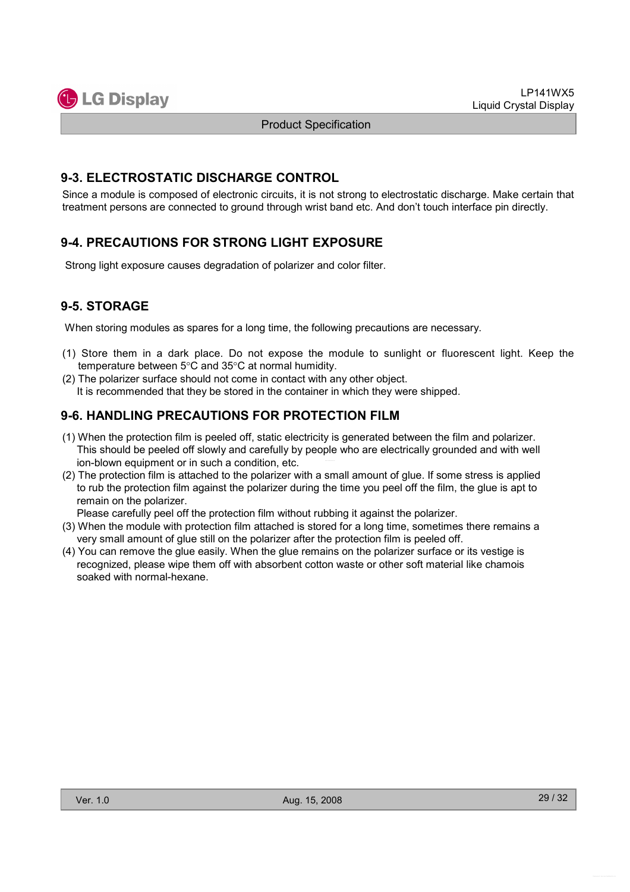## 9-3. ELECTROSTATIC DISCHARGE CONTROL

Since a module is composed of electronic circuits, it is not strong to electrostatic discharge. Make certain that treatment persons are connected to ground through wrist band etc. And don't touch interface pin directly.

## 9-4. PRECAUTIONS FOR STRONG LIGHT EXPOSURE

Strong light exposure causes degradation of polarizer and color filter.

## 9-5. STORAGE

When storing modules as spares for a long time, the following precautions are necessary.

(1) Store them in a dark place. Do not expose the module to sunlight or fluorescent light. Keep the temperature between 5°C and 35°C at normal humidity.

(2) The polarizer surface should not come in contact with any other object.
It is recommended that they be stored in the container in which they were shipped.

## 9-6. HANDLING PRECAUTIONS FOR PROTECTION FILM

(1) When the protection film is peeled off, static electricity is generated between the film and polarizer. This should be peeled off slowly and carefully by people who are electrically grounded and with well ion-blown equipment or in such a condition, etc.

(2) The protection film is attached to the polarizer with a small amount of glue. If some stress is applied to rub the protection film against the polarizer during the time you peel off the film, the glue is apt to remain on the polarizer.
Please carefully peel off the protection film without rubbing it against the polarizer.

(3) When the module with protection film attached is stored for a long time, sometimes there remains a very small amount of glue still on the polarizer after the protection film is peeled off.

(4) You can remove the glue easily. When the glue remains on the polarizer surface or its vestige is recognized, please wipe them off with absorbent cotton waste or other soft material like chamois soaked with normal-hexane.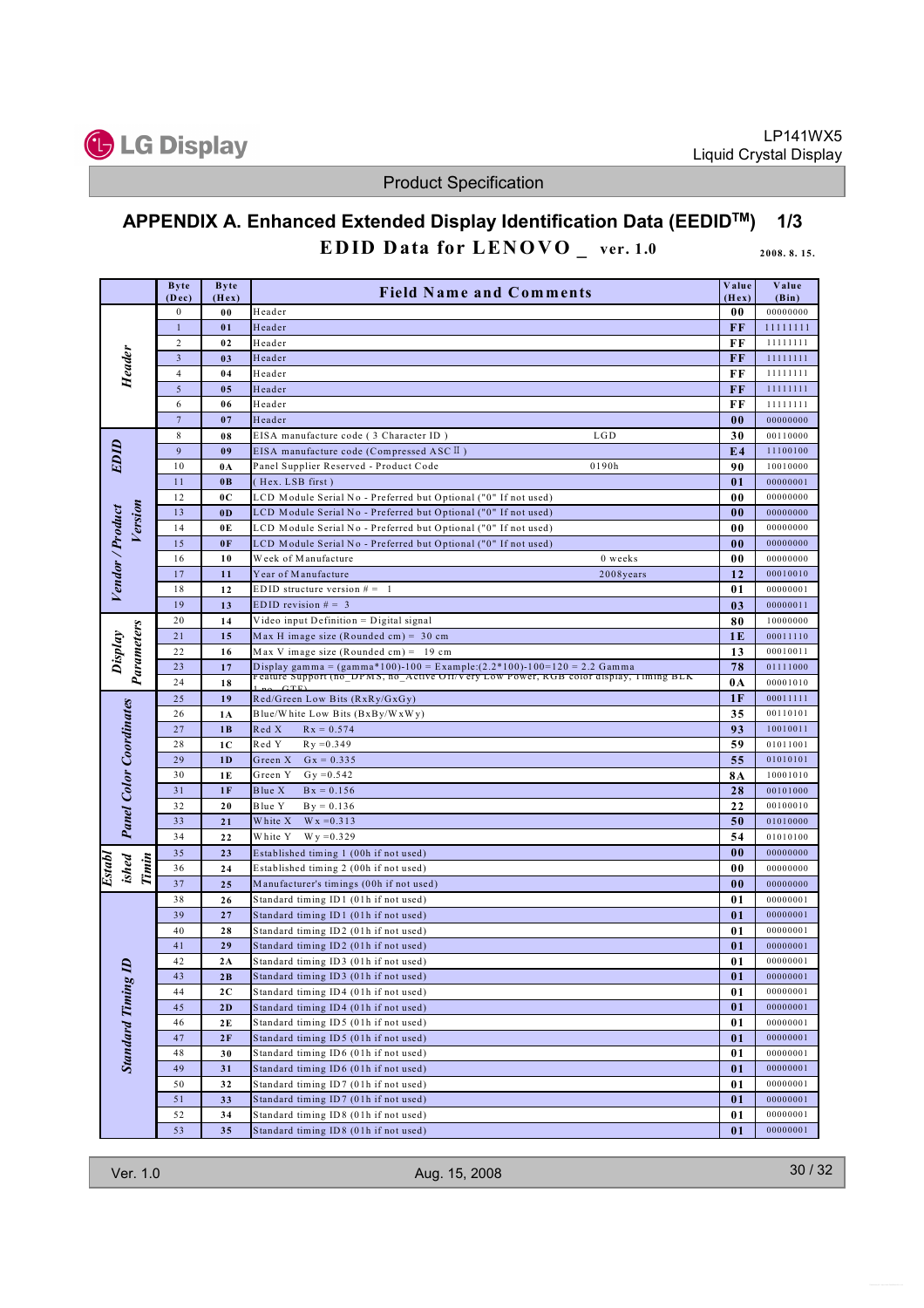# APPENDIX A. Enhanced Extended Display Identification Data (EEDID™) 1/3

## EDID Data for LENOVO _ ver. 1.0

2008. 8. 15.

| | Byte (Dec) | Byte (Hex) | Field Name and Comments | Value (Hex) | Value (Bin) |
|---|---|---|---|---|---|
| Header | 0 | 00 | Header | 00 | 00000000 |
| | 1 | 01 | Header | FF | 11111111 |
| | 2 | 02 | Header | FF | 11111111 |
| | 3 | 03 | Header | FF | 11111111 |
| | 4 | 04 | Header | FF | 11111111 |
| | 5 | 05 | Header | FF | 11111111 |
| | 6 | 06 | Header | FF | 11111111 |
| | 7 | 07 | Header | 00 | 00000000 |
| EDID Vendor / Product Version | 8 | 08 | EISA manufacture code ( 3 Character ID ) LGD | 30 | 00110000 |
| | 9 | 09 | EISA manufacture code (Compressed ASCⅡ) | E4 | 11100100 |
| | 10 | 0A | Panel Supplier Reserved - Product Code 0190h | 90 | 10010000 |
| | 11 | 0B | ( Hex. LSB first ) | 01 | 00000001 |
| | 12 | 0C | LCD Module Serial No - Preferred but Optional ("0" If not used) | 00 | 00000000 |
| | 13 | 0D | LCD Module Serial No - Preferred but Optional ("0" If not used) | 00 | 00000000 |
| | 14 | 0E | LCD Module Serial No - Preferred but Optional ("0" If not used) | 00 | 00000000 |
| | 15 | 0F | LCD Module Serial No - Preferred but Optional ("0" If not used) | 00 | 00000000 |
| | 16 | 10 | Week of Manufacture 0 weeks | 00 | 00000000 |
| | 17 | 11 | Year of Manufacture 2008years | 12 | 00010010 |
| | 18 | 12 | EDID structure version # = 1 | 01 | 00000001 |
| | 19 | 13 | EDID revision # = 3 | 03 | 00000011 |
| Display Parameters | 20 | 14 | Video input Definition = Digital signal | 80 | 10000000 |
| | 21 | 15 | Max H image size (Rounded cm) = 30 cm | 1E | 00011110 |
| | 22 | 16 | Max V image size (Rounded cm) = 19 cm | 13 | 00010011 |
| | 23 | 17 | Display gamma = (gamma*100)-100 = Example:(2.2*100)-100=120 = 2.2 Gamma | 78 | 01111000 |
| | 24 | 18 | Feature Support (no_DPMS, no_Active Off/Very Low Power, RGB color display, Timing BLK 1,no_GTF) | 0A | 00001010 |
| Panel Color Coordinates | 25 | 19 | Red/Green Low Bits (RxRy/GxGy) | 1F | 00011111 |
| | 26 | 1A | Blue/White Low Bits (BxBy/WxWy) | 35 | 00110101 |
| | 27 | 1B | Red X Rx = 0.574 | 93 | 10010011 |
| | 28 | 1C | Red Y Ry =0.349 | 59 | 01011001 |
| | 29 | 1D | Green X Gx = 0.335 | 55 | 01010101 |
| | 30 | 1E | Green Y Gy =0.542 | 8A | 10001010 |
| | 31 | 1F | Blue X Bx = 0.156 | 28 | 00101000 |
| | 32 | 20 | Blue Y By = 0.136 | 22 | 00100010 |
| | 33 | 21 | White X Wx =0.313 | 50 | 01010000 |
| | 34 | 22 | White Y Wy =0.329 | 54 | 01010100 |
| Established Timing | 35 | 23 | Established timing 1 (00h if not used) | 00 | 00000000 |
| | 36 | 24 | Established timing 2 (00h if not used) | 00 | 00000000 |
| | 37 | 25 | Manufacturer's timings (00h if not used) | 00 | 00000000 |
| Standard Timing ID | 38 | 26 | Standard timing ID1 (01h if not used) | 01 | 00000001 |
| | 39 | 27 | Standard timing ID1 (01h if not used) | 01 | 00000001 |
| | 40 | 28 | Standard timing ID2 (01h if not used) | 01 | 00000001 |
| | 41 | 29 | Standard timing ID2 (01h if not used) | 01 | 00000001 |
| | 42 | 2A | Standard timing ID3 (01h if not used) | 01 | 00000001 |
| | 43 | 2B | Standard timing ID3 (01h if not used) | 01 | 00000001 |
| | 44 | 2C | Standard timing ID4 (01h if not used) | 01 | 00000001 |
| | 45 | 2D | Standard timing ID4 (01h if not used) | 01 | 00000001 |
| | 46 | 2E | Standard timing ID5 (01h if not used) | 01 | 00000001 |
| | 47 | 2F | Standard timing ID5 (01h if not used) | 01 | 00000001 |
| | 48 | 30 | Standard timing ID6 (01h if not used) | 01 | 00000001 |
| | 49 | 31 | Standard timing ID6 (01h if not used) | 01 | 00000001 |
| | 50 | 32 | Standard timing ID7 (01h if not used) | 01 | 00000001 |
| | 51 | 33 | Standard timing ID7 (01h if not used) | 01 | 00000001 |
| | 52 | 34 | Standard timing ID8 (01h if not used) | 01 | 00000001 |
| | 53 | 35 | Standard timing ID8 (01h if not used) | 01 | 00000001 |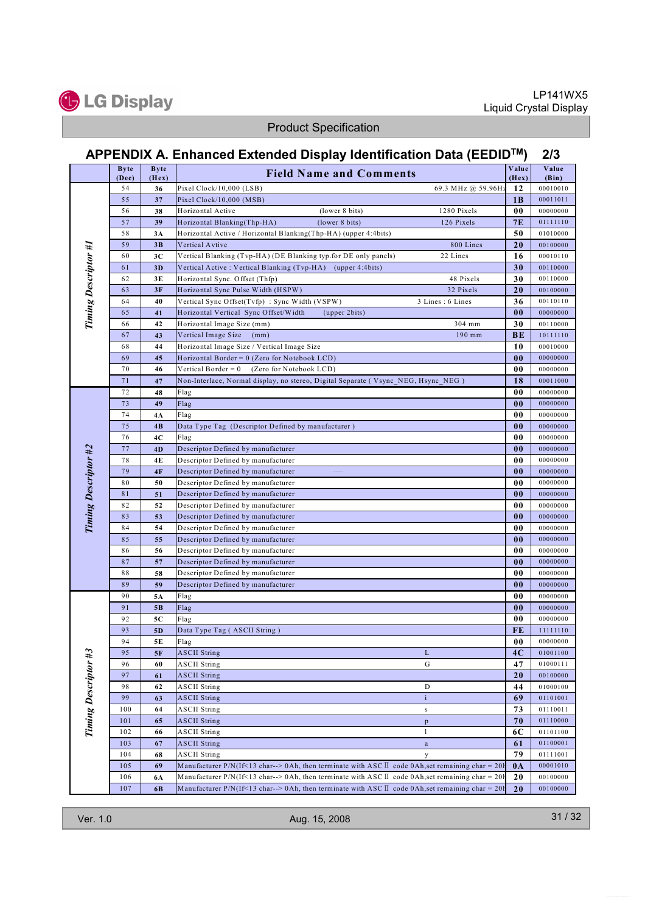# APPENDIX A. Enhanced Extended Display Identification Data (EEDID[TM]) 2/3

| | Byte (Dec) | Byte (Hex) | Field Name and Comments | | Value (Hex) | Value (Bin) |
|---|---|---|---|---|---|---|
| Timing Descriptor #1 | 54 | 36 | Pixel Clock/10,000 (LSB) | 69.3 MHz @ 59.96Hz | 12 | 00010010 |
| | 55 | 37 | Pixel Clock/10,000 (MSB) | | 1B | 00011011 |
| | 56 | 38 | Horizontal Active (lower 8 bits) | 1280 Pixels | 00 | 00000000 |
| | 57 | 39 | Horizontal Blanking(Thp-HA) (lower 8 bits) | 126 Pixels | 7E | 01111110 |
| | 58 | 3A | Horizontal Active / Horizontal Blanking(Thp-HA) (upper 4:4bits) | | 50 | 01010000 |
| | 59 | 3B | Vertical Avtive | 800 Lines | 20 | 00100000 |
| | 60 | 3C | Vertical Blanking (Tvp-HA) (DE Blanking typ.for DE only panels) | 22 Lines | 16 | 00010110 |
| | 61 | 3D | Vertical Active : Vertical Blanking (Tvp-HA) (upper 4:4bits) | | 30 | 00110000 |
| | 62 | 3E | Horizontal Sync. Offset (Thfp) | 48 Pixels | 30 | 00110000 |
| | 63 | 3F | Horizontal Sync Pulse Width (HSPW) | 32 Pixels | 20 | 00100000 |
| | 64 | 40 | Vertical Sync Offset(Tvfp) : Sync Width (VSPW) | 3 Lines : 6 Lines | 36 | 00110110 |
| | 65 | 41 | Horizontal Vertical Sync Offset/Width (upper 2bits) | | 00 | 00000000 |
| | 66 | 42 | Horizontal Image Size (mm) | 304 mm | 30 | 00110000 |
| | 67 | 43 | Vertical Image Size (mm) | 190 mm | BE | 10111110 |
| | 68 | 44 | Horizontal Image Size / Vertical Image Size | | 10 | 00010000 |
| | 69 | 45 | Horizontal Border = 0 (Zero for Notebook LCD) | | 00 | 00000000 |
| | 70 | 46 | Vertical Border = 0 (Zero for Notebook LCD) | | 00 | 00000000 |
| | 71 | 47 | Non-Interlace, Normal display, no stereo, Digital Separate ( Vsync_NEG, Hsync_NEG ) | | 18 | 00011000 |
| Timing Descriptor #2 | 72 | 48 | Flag | | 00 | 00000000 |
| | 73 | 49 | Flag | | 00 | 00000000 |
| | 74 | 4A | Flag | | 00 | 00000000 |
| | 75 | 4B | Data Type Tag (Descriptor Defined by manufacturer ) | | 00 | 00000000 |
| | 76 | 4C | Flag | | 00 | 00000000 |
| | 77 | 4D | Descriptor Defined by manufacturer | | 00 | 00000000 |
| | 78 | 4E | Descriptor Defined by manufacturer | | 00 | 00000000 |
| | 79 | 4F | Descriptor Defined by manufacturer | | 00 | 00000000 |
| | 80 | 50 | Descriptor Defined by manufacturer | | 00 | 00000000 |
| | 81 | 51 | Descriptor Defined by manufacturer | | 00 | 00000000 |
| | 82 | 52 | Descriptor Defined by manufacturer | | 00 | 00000000 |
| | 83 | 53 | Descriptor Defined by manufacturer | | 00 | 00000000 |
| | 84 | 54 | Descriptor Defined by manufacturer | | 00 | 00000000 |
| | 85 | 55 | Descriptor Defined by manufacturer | | 00 | 00000000 |
| | 86 | 56 | Descriptor Defined by manufacturer | | 00 | 00000000 |
| | 87 | 57 | Descriptor Defined by manufacturer | | 00 | 00000000 |
| | 88 | 58 | Descriptor Defined by manufacturer | | 00 | 00000000 |
| | 89 | 59 | Descriptor Defined by manufacturer | | 00 | 00000000 |
| Timing Descriptor #3 | 90 | 5A | Flag | | 00 | 00000000 |
| | 91 | 5B | Flag | | 00 | 00000000 |
| | 92 | 5C | Flag | | 00 | 00000000 |
| | 93 | 5D | Data Type Tag ( ASCII String ) | | FE | 11111110 |
| | 94 | 5E | Flag | | 00 | 00000000 |
| | 95 | 5F | ASCII String | L | 4C | 01001100 |
| | 96 | 60 | ASCII String | G | 47 | 01000111 |
| | 97 | 61 | ASCII String | | 20 | 00100000 |
| | 98 | 62 | ASCII String | D | 44 | 01000100 |
| | 99 | 63 | ASCII String | i | 69 | 01101001 |
| | 100 | 64 | ASCII String | s | 73 | 01110011 |
| | 101 | 65 | ASCII String | p | 70 | 01110000 |
| | 102 | 66 | ASCII String | l | 6C | 01101100 |
| | 103 | 67 | ASCII String | a | 61 | 01100001 |
| | 104 | 68 | ASCII String | y | 79 | 01111001 |
| | 105 | 69 | Manufacturer P/N(If<13 char--> 0Ah, then terminate with ASCII code 0Ah,set remaining char = 20h | | 0A | 00001010 |
| | 106 | 6A | Manufacturer P/N(If<13 char--> 0Ah, then terminate with ASCII code 0Ah,set remaining char = 20h | | 20 | 00100000 |
| | 107 | 6B | Manufacturer P/N(If<13 char--> 0Ah, then terminate with ASCII code 0Ah,set remaining char = 20h | | 20 | 00100000 |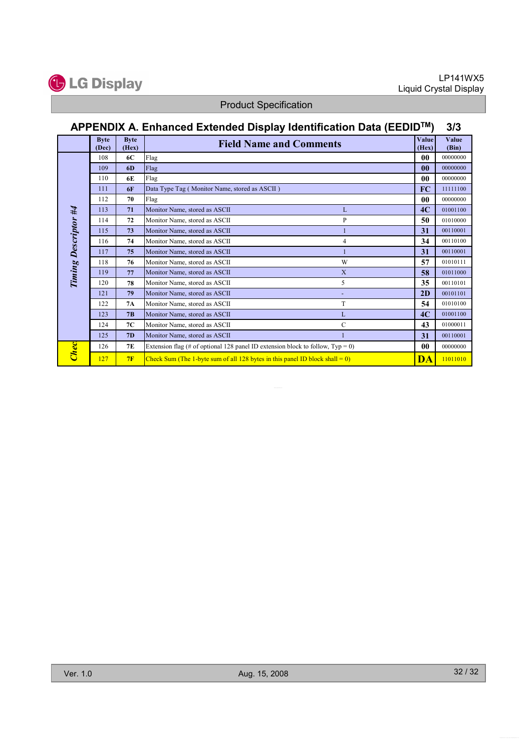## APPENDIX A. Enhanced Extended Display Identification Data (EEDID™) 3/3

| | Byte (Dec) | Byte (Hex) | Field Name and Comments | | Value (Hex) | Value (Bin) |
|---|---|---|---|---|---|---|
| Timing Descriptor #4 | 108 | 6C | Flag | | 00 | 00000000 |
| | 109 | 6D | Flag | | 00 | 00000000 |
| | 110 | 6E | Flag | | 00 | 00000000 |
| | 111 | 6F | Data Type Tag ( Monitor Name, stored as ASCII ) | | FC | 11111100 |
| | 112 | 70 | Flag | | 00 | 00000000 |
| | 113 | 71 | Monitor Name, stored as ASCII | L | 4C | 01001100 |
| | 114 | 72 | Monitor Name, stored as ASCII | P | 50 | 01010000 |
| | 115 | 73 | Monitor Name, stored as ASCII | 1 | 31 | 00110001 |
| | 116 | 74 | Monitor Name, stored as ASCII | 4 | 34 | 00110100 |
| | 117 | 75 | Monitor Name, stored as ASCII | 1 | 31 | 00110001 |
| | 118 | 76 | Monitor Name, stored as ASCII | W | 57 | 01010111 |
| | 119 | 77 | Monitor Name, stored as ASCII | X | 58 | 01011000 |
| | 120 | 78 | Monitor Name, stored as ASCII | 5 | 35 | 00110101 |
| | 121 | 79 | Monitor Name, stored as ASCII | - | 2D | 00101101 |
| | 122 | 7A | Monitor Name, stored as ASCII | T | 54 | 01010100 |
| | 123 | 7B | Monitor Name, stored as ASCII | L | 4C | 01001100 |
| | 124 | 7C | Monitor Name, stored as ASCII | C | 43 | 01000011 |
| | 125 | 7D | Monitor Name, stored as ASCII | 1 | 31 | 00110001 |
| Chec | 126 | 7E | Extension flag (# of optional 128 panel ID extension block to follow, Typ = 0) | | 00 | 00000000 |
| | 127 | 7F | Check Sum (The 1-byte sum of all 128 bytes in this panel ID block shall = 0) | | DA | 11011010 |